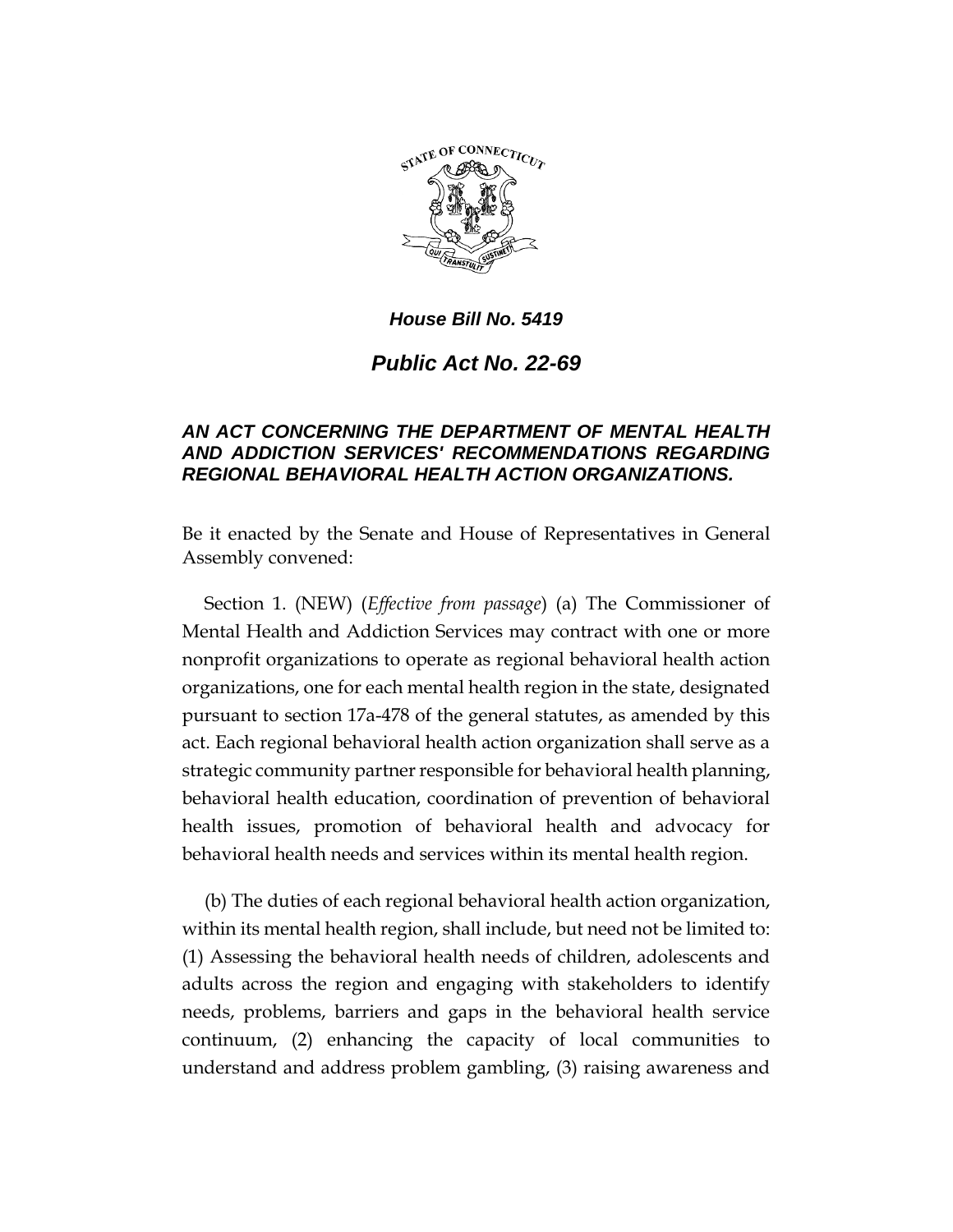***House Bill No. 5419***

# *Public Act No. 22-69*

## *AN ACT CONCERNING THE DEPARTMENT OF MENTAL HEALTH AND ADDICTION SERVICES' RECOMMENDATIONS REGARDING REGIONAL BEHAVIORAL HEALTH ACTION ORGANIZATIONS.*

Be it enacted by the Senate and House of Representatives in General Assembly convened:

Section 1. (NEW) (*Effective from passage*) (a) The Commissioner of Mental Health and Addiction Services may contract with one or more nonprofit organizations to operate as regional behavioral health action organizations, one for each mental health region in the state, designated pursuant to section 17a-478 of the general statutes, as amended by this act. Each regional behavioral health action organization shall serve as a strategic community partner responsible for behavioral health planning, behavioral health education, coordination of prevention of behavioral health issues, promotion of behavioral health and advocacy for behavioral health needs and services within its mental health region.

(b) The duties of each regional behavioral health action organization, within its mental health region, shall include, but need not be limited to: (1) Assessing the behavioral health needs of children, adolescents and adults across the region and engaging with stakeholders to identify needs, problems, barriers and gaps in the behavioral health service continuum, (2) enhancing the capacity of local communities to understand and address problem gambling, (3) raising awareness and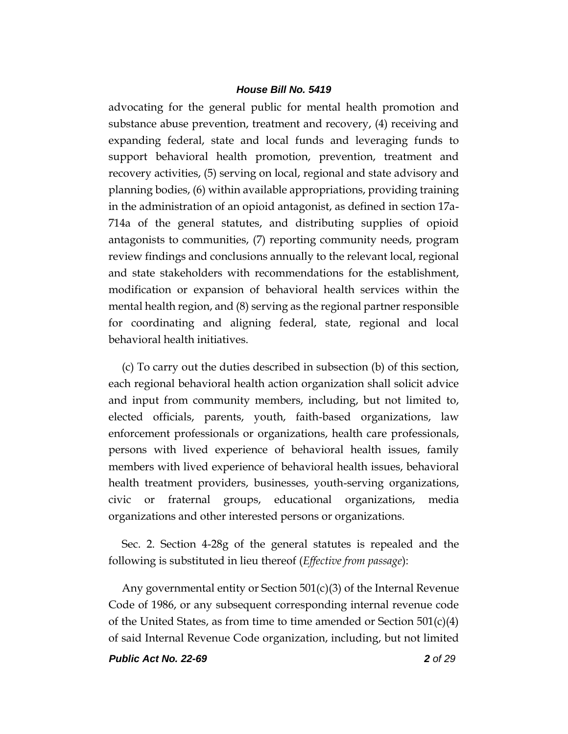advocating for the general public for mental health promotion and substance abuse prevention, treatment and recovery, (4) receiving and expanding federal, state and local funds and leveraging funds to support behavioral health promotion, prevention, treatment and recovery activities, (5) serving on local, regional and state advisory and planning bodies, (6) within available appropriations, providing training in the administration of an opioid antagonist, as defined in section 17a-714a of the general statutes, and distributing supplies of opioid antagonists to communities, (7) reporting community needs, program review findings and conclusions annually to the relevant local, regional and state stakeholders with recommendations for the establishment, modification or expansion of behavioral health services within the mental health region, and (8) serving as the regional partner responsible for coordinating and aligning federal, state, regional and local behavioral health initiatives.

(c) To carry out the duties described in subsection (b) of this section, each regional behavioral health action organization shall solicit advice and input from community members, including, but not limited to, elected officials, parents, youth, faith-based organizations, law enforcement professionals or organizations, health care professionals, persons with lived experience of behavioral health issues, family members with lived experience of behavioral health issues, behavioral health treatment providers, businesses, youth-serving organizations, civic or fraternal groups, educational organizations, media organizations and other interested persons or organizations.

Sec. 2. Section 4-28g of the general statutes is repealed and the following is substituted in lieu thereof (*Effective from passage*):

Any governmental entity or Section 501(c)(3) of the Internal Revenue Code of 1986, or any subsequent corresponding internal revenue code of the United States, as from time to time amended or Section 501(c)(4) of said Internal Revenue Code organization, including, but not limited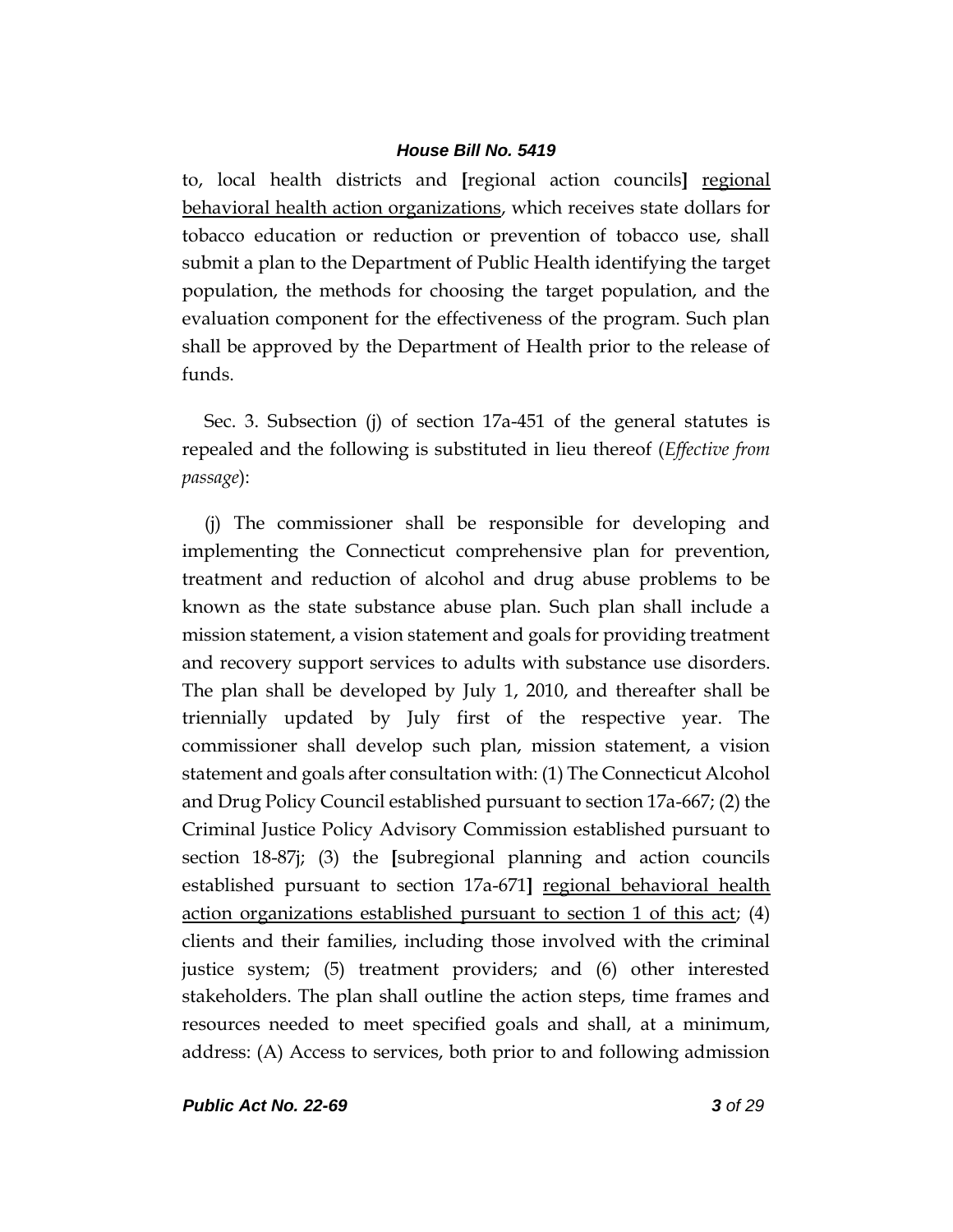to, local health districts and [regional action councils] regional behavioral health action organizations, which receives state dollars for tobacco education or reduction or prevention of tobacco use, shall submit a plan to the Department of Public Health identifying the target population, the methods for choosing the target population, and the evaluation component for the effectiveness of the program. Such plan shall be approved by the Department of Health prior to the release of funds.

Sec. 3. Subsection (j) of section 17a-451 of the general statutes is repealed and the following is substituted in lieu thereof (*Effective from passage*):

(j) The commissioner shall be responsible for developing and implementing the Connecticut comprehensive plan for prevention, treatment and reduction of alcohol and drug abuse problems to be known as the state substance abuse plan. Such plan shall include a mission statement, a vision statement and goals for providing treatment and recovery support services to adults with substance use disorders. The plan shall be developed by July 1, 2010, and thereafter shall be triennially updated by July first of the respective year. The commissioner shall develop such plan, mission statement, a vision statement and goals after consultation with: (1) The Connecticut Alcohol and Drug Policy Council established pursuant to section 17a-667; (2) the Criminal Justice Policy Advisory Commission established pursuant to section 18-87j; (3) the [subregional planning and action councils established pursuant to section 17a-671] regional behavioral health action organizations established pursuant to section 1 of this act; (4) clients and their families, including those involved with the criminal justice system; (5) treatment providers; and (6) other interested stakeholders. The plan shall outline the action steps, time frames and resources needed to meet specified goals and shall, at a minimum, address: (A) Access to services, both prior to and following admission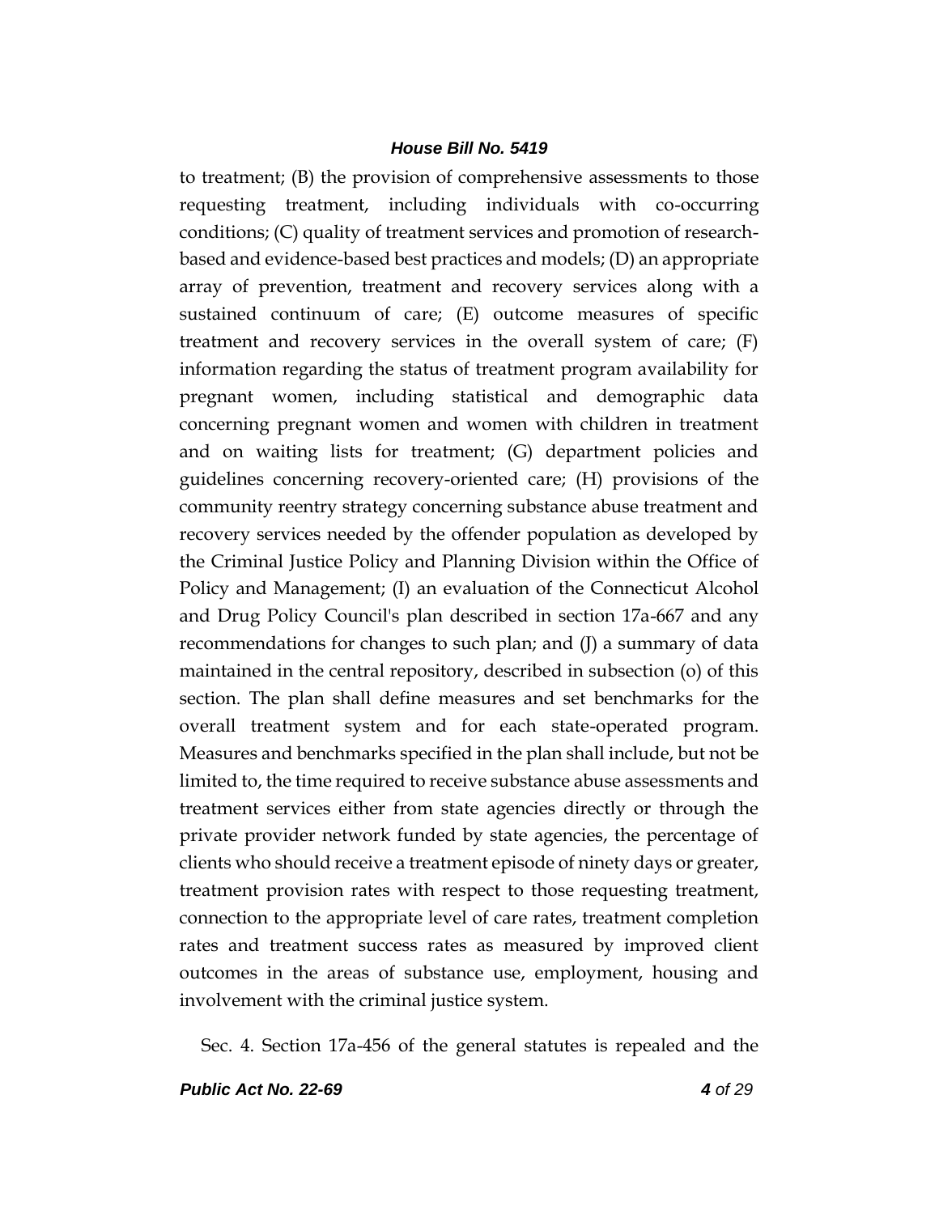to treatment; (B) the provision of comprehensive assessments to those requesting treatment, including individuals with co-occurring conditions; (C) quality of treatment services and promotion of research-based and evidence-based best practices and models; (D) an appropriate array of prevention, treatment and recovery services along with a sustained continuum of care; (E) outcome measures of specific treatment and recovery services in the overall system of care; (F) information regarding the status of treatment program availability for pregnant women, including statistical and demographic data concerning pregnant women and women with children in treatment and on waiting lists for treatment; (G) department policies and guidelines concerning recovery-oriented care; (H) provisions of the community reentry strategy concerning substance abuse treatment and recovery services needed by the offender population as developed by the Criminal Justice Policy and Planning Division within the Office of Policy and Management; (I) an evaluation of the Connecticut Alcohol and Drug Policy Council's plan described in section 17a-667 and any recommendations for changes to such plan; and (J) a summary of data maintained in the central repository, described in subsection (o) of this section. The plan shall define measures and set benchmarks for the overall treatment system and for each state-operated program. Measures and benchmarks specified in the plan shall include, but not be limited to, the time required to receive substance abuse assessments and treatment services either from state agencies directly or through the private provider network funded by state agencies, the percentage of clients who should receive a treatment episode of ninety days or greater, treatment provision rates with respect to those requesting treatment, connection to the appropriate level of care rates, treatment completion rates and treatment success rates as measured by improved client outcomes in the areas of substance use, employment, housing and involvement with the criminal justice system.

Sec. 4. Section 17a-456 of the general statutes is repealed and the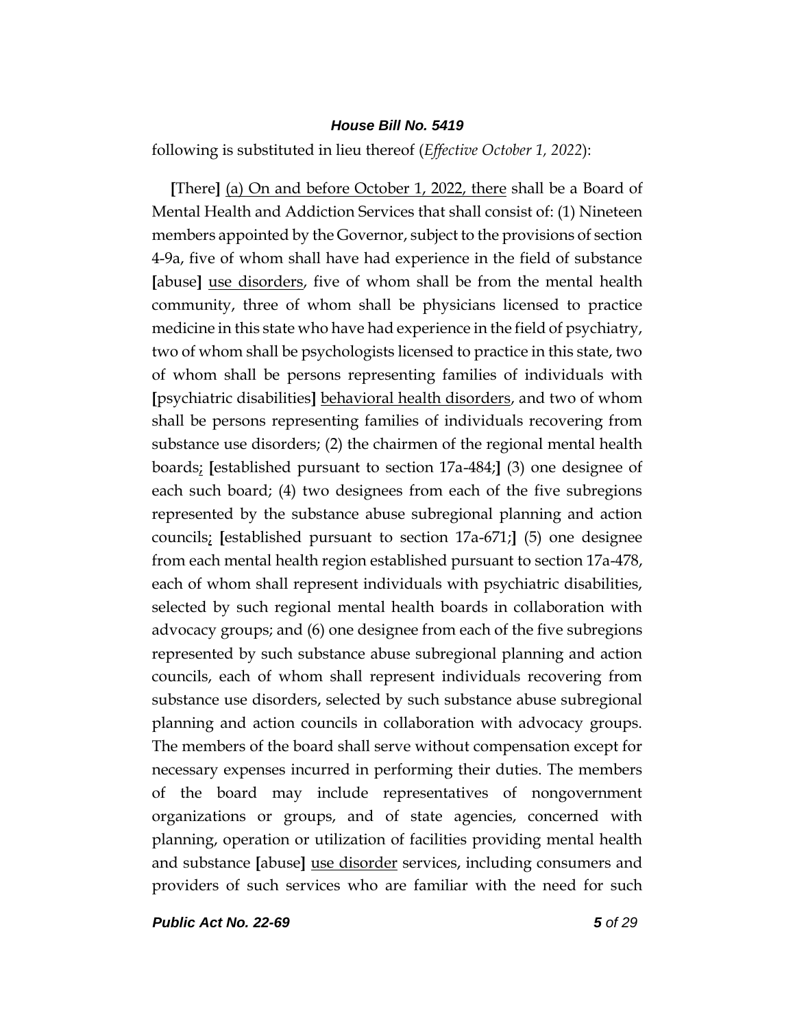following is substituted in lieu thereof (*Effective October 1, 2022*):

[There] <u>(a) On and before October 1, 2022, there</u> shall be a Board of Mental Health and Addiction Services that shall consist of: (1) Nineteen members appointed by the Governor, subject to the provisions of section 4-9a, five of whom shall have had experience in the field of substance [abuse] <u>use disorders</u>, five of whom shall be from the mental health community, three of whom shall be physicians licensed to practice medicine in this state who have had experience in the field of psychiatry, two of whom shall be psychologists licensed to practice in this state, two of whom shall be persons representing families of individuals with [psychiatric disabilities] <u>behavioral health disorders</u>, and two of whom shall be persons representing families of individuals recovering from substance use disorders; (2) the chairmen of the regional mental health boards<u>;</u> [established pursuant to section 17a-484;] (3) one designee of each such board; (4) two designees from each of the five subregions represented by the substance abuse subregional planning and action councils<u>;</u> [established pursuant to section 17a-671;] (5) one designee from each mental health region established pursuant to section 17a-478, each of whom shall represent individuals with psychiatric disabilities, selected by such regional mental health boards in collaboration with advocacy groups; and (6) one designee from each of the five subregions represented by such substance abuse subregional planning and action councils, each of whom shall represent individuals recovering from substance use disorders, selected by such substance abuse subregional planning and action councils in collaboration with advocacy groups. The members of the board shall serve without compensation except for necessary expenses incurred in performing their duties. The members of the board may include representatives of nongovernment organizations or groups, and of state agencies, concerned with planning, operation or utilization of facilities providing mental health and substance [abuse] <u>use disorder</u> services, including consumers and providers of such services who are familiar with the need for such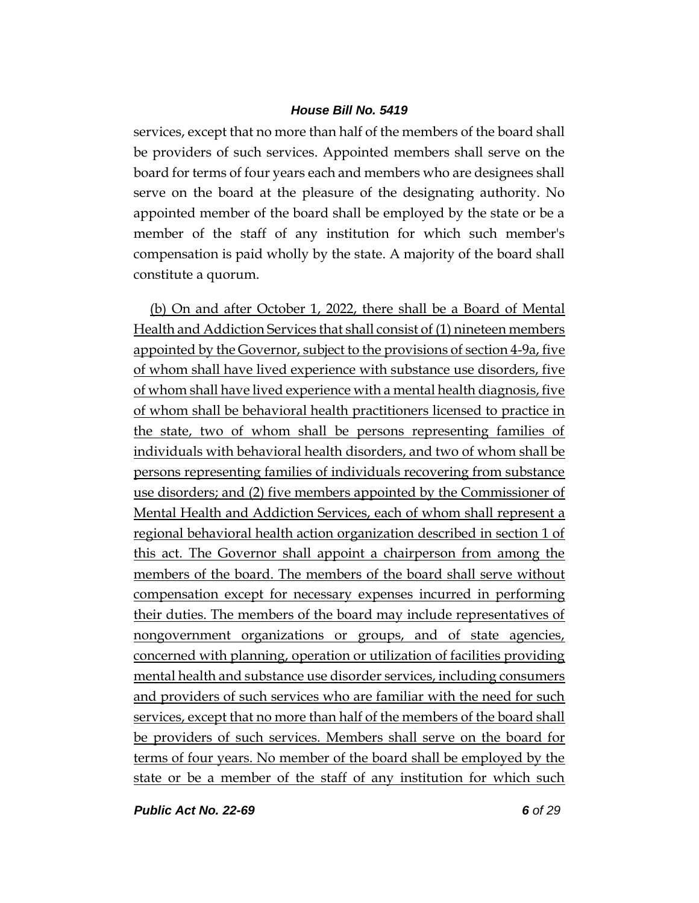services, except that no more than half of the members of the board shall be providers of such services. Appointed members shall serve on the board for terms of four years each and members who are designees shall serve on the board at the pleasure of the designating authority. No appointed member of the board shall be employed by the state or be a member of the staff of any institution for which such member's compensation is paid wholly by the state. A majority of the board shall constitute a quorum.

(b) On and after October 1, 2022, there shall be a Board of Mental Health and Addiction Services that shall consist of (1) nineteen members appointed by the Governor, subject to the provisions of section 4-9a, five of whom shall have lived experience with substance use disorders, five of whom shall have lived experience with a mental health diagnosis, five of whom shall be behavioral health practitioners licensed to practice in the state, two of whom shall be persons representing families of individuals with behavioral health disorders, and two of whom shall be persons representing families of individuals recovering from substance use disorders; and (2) five members appointed by the Commissioner of Mental Health and Addiction Services, each of whom shall represent a regional behavioral health action organization described in section 1 of this act. The Governor shall appoint a chairperson from among the members of the board. The members of the board shall serve without compensation except for necessary expenses incurred in performing their duties. The members of the board may include representatives of nongovernment organizations or groups, and of state agencies, concerned with planning, operation or utilization of facilities providing mental health and substance use disorder services, including consumers and providers of such services who are familiar with the need for such services, except that no more than half of the members of the board shall be providers of such services. Members shall serve on the board for terms of four years. No member of the board shall be employed by the state or be a member of the staff of any institution for which such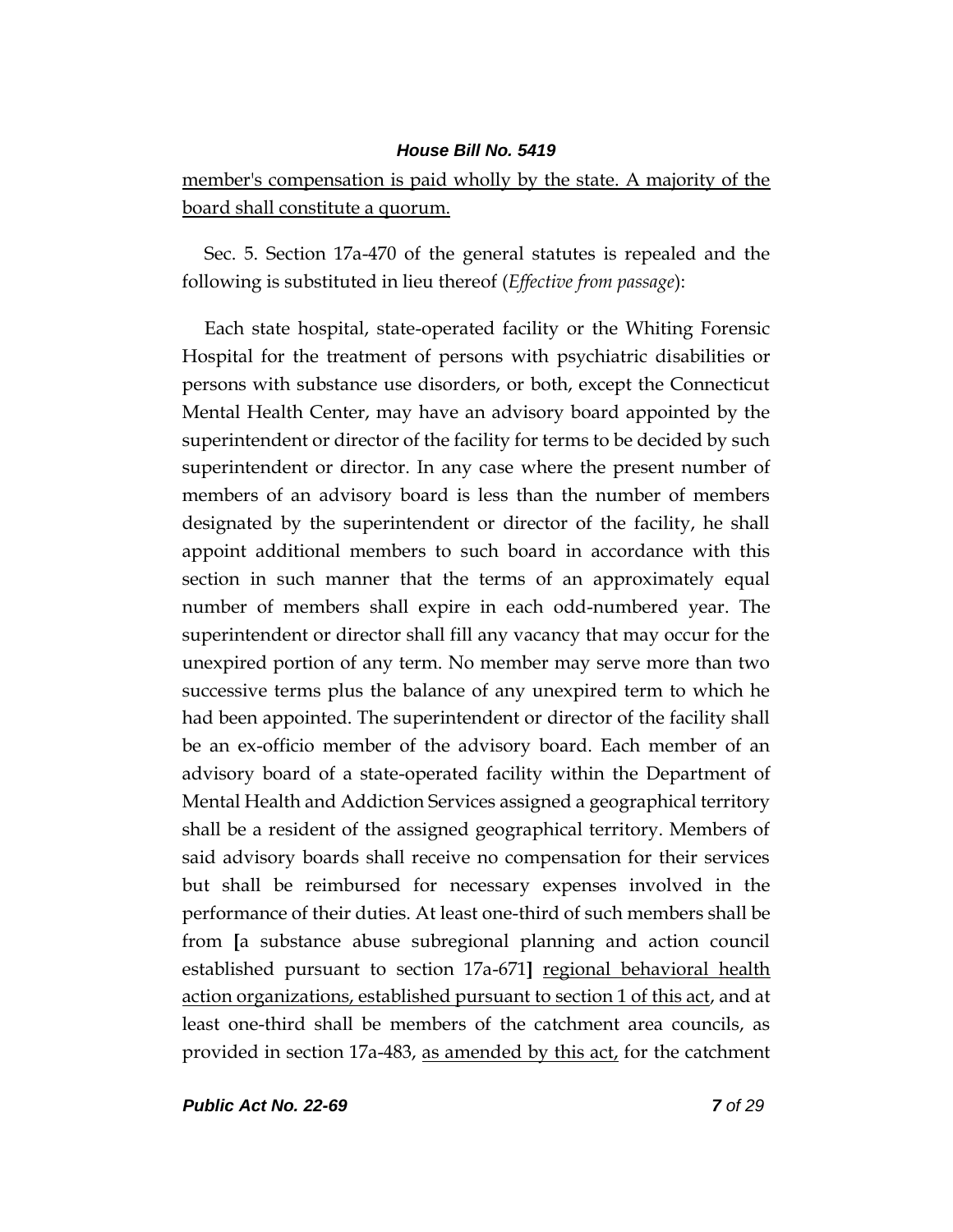member's compensation is paid wholly by the state. A majority of the board shall constitute a quorum.

Sec. 5. Section 17a-470 of the general statutes is repealed and the following is substituted in lieu thereof (*Effective from passage*):

Each state hospital, state-operated facility or the Whiting Forensic Hospital for the treatment of persons with psychiatric disabilities or persons with substance use disorders, or both, except the Connecticut Mental Health Center, may have an advisory board appointed by the superintendent or director of the facility for terms to be decided by such superintendent or director. In any case where the present number of members of an advisory board is less than the number of members designated by the superintendent or director of the facility, he shall appoint additional members to such board in accordance with this section in such manner that the terms of an approximately equal number of members shall expire in each odd-numbered year. The superintendent or director shall fill any vacancy that may occur for the unexpired portion of any term. No member may serve more than two successive terms plus the balance of any unexpired term to which he had been appointed. The superintendent or director of the facility shall be an ex-officio member of the advisory board. Each member of an advisory board of a state-operated facility within the Department of Mental Health and Addiction Services assigned a geographical territory shall be a resident of the assigned geographical territory. Members of said advisory boards shall receive no compensation for their services but shall be reimbursed for necessary expenses involved in the performance of their duties. At least one-third of such members shall be from [a substance abuse subregional planning and action council established pursuant to section 17a-671] regional behavioral health action organizations, established pursuant to section 1 of this act, and at least one-third shall be members of the catchment area councils, as provided in section 17a-483, as amended by this act, for the catchment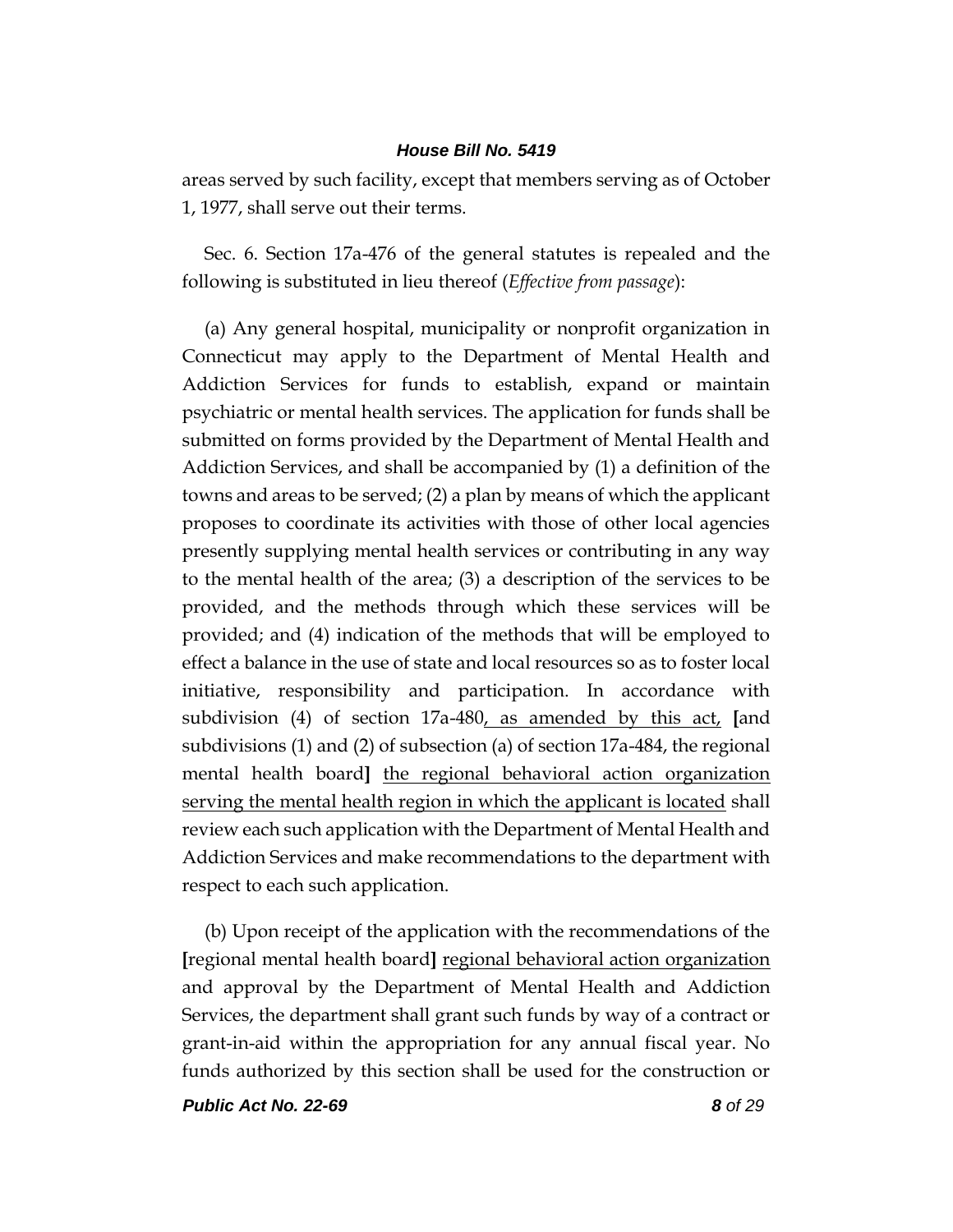areas served by such facility, except that members serving as of October 1, 1977, shall serve out their terms.

Sec. 6. Section 17a-476 of the general statutes is repealed and the following is substituted in lieu thereof (*Effective from passage*):

(a) Any general hospital, municipality or nonprofit organization in Connecticut may apply to the Department of Mental Health and Addiction Services for funds to establish, expand or maintain psychiatric or mental health services. The application for funds shall be submitted on forms provided by the Department of Mental Health and Addiction Services, and shall be accompanied by (1) a definition of the towns and areas to be served; (2) a plan by means of which the applicant proposes to coordinate its activities with those of other local agencies presently supplying mental health services or contributing in any way to the mental health of the area; (3) a description of the services to be provided, and the methods through which these services will be provided; and (4) indication of the methods that will be employed to effect a balance in the use of state and local resources so as to foster local initiative, responsibility and participation. In accordance with subdivision (4) of section 17a-480<u>, as amended by this act,</u> **[**and subdivisions (1) and (2) of subsection (a) of section 17a-484, the regional mental health board**]** <u>the regional behavioral action organization serving the mental health region in which the applicant is located</u> shall review each such application with the Department of Mental Health and Addiction Services and make recommendations to the department with respect to each such application.

(b) Upon receipt of the application with the recommendations of the **[**regional mental health board**]** <u>regional behavioral action organization</u> and approval by the Department of Mental Health and Addiction Services, the department shall grant such funds by way of a contract or grant-in-aid within the appropriation for any annual fiscal year. No funds authorized by this section shall be used for the construction or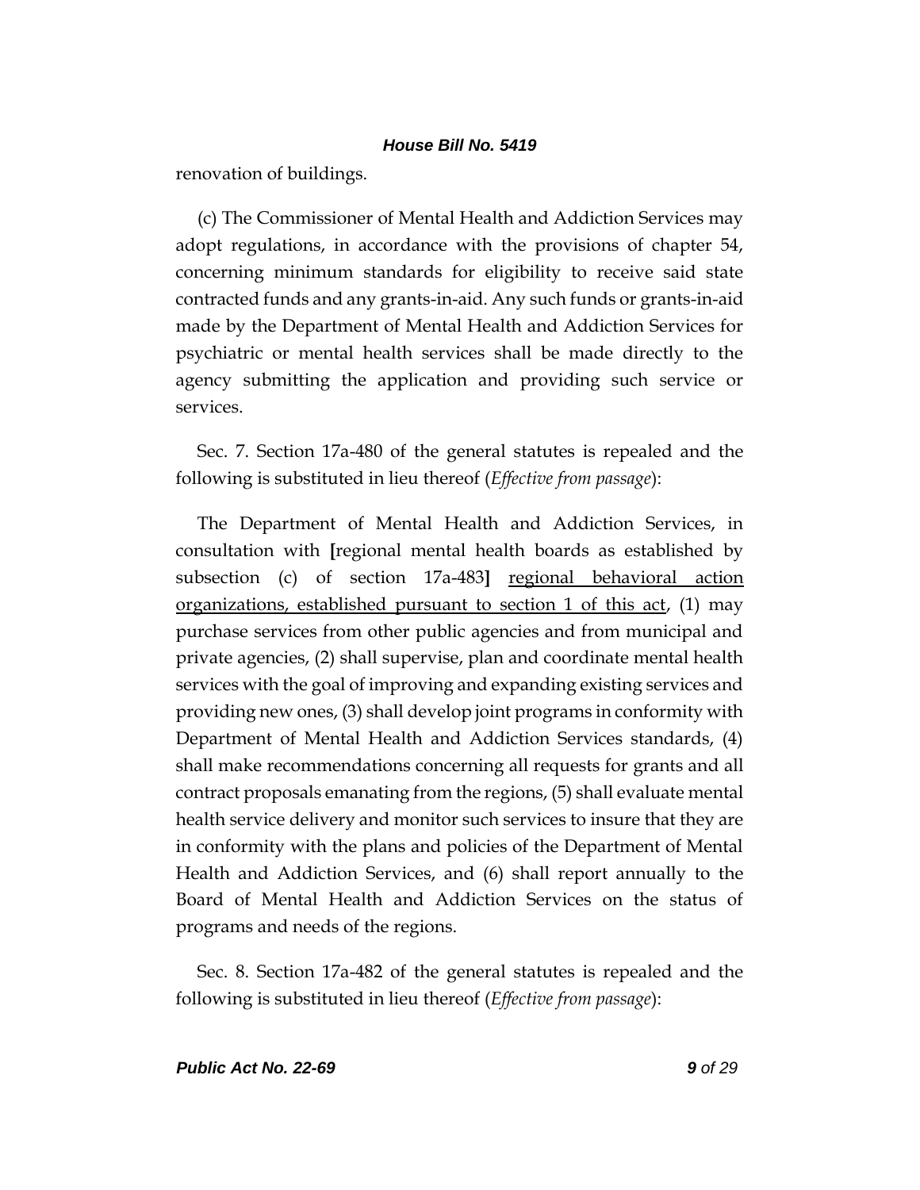renovation of buildings.

(c) The Commissioner of Mental Health and Addiction Services may adopt regulations, in accordance with the provisions of chapter 54, concerning minimum standards for eligibility to receive said state contracted funds and any grants-in-aid. Any such funds or grants-in-aid made by the Department of Mental Health and Addiction Services for psychiatric or mental health services shall be made directly to the agency submitting the application and providing such service or services.

Sec. 7. Section 17a-480 of the general statutes is repealed and the following is substituted in lieu thereof (*Effective from passage*):

The Department of Mental Health and Addiction Services, in consultation with **[**regional mental health boards as established by subsection (c) of section 17a-483**]** <u>regional behavioral action organizations, established pursuant to section 1 of this act</u>, (1) may purchase services from other public agencies and from municipal and private agencies, (2) shall supervise, plan and coordinate mental health services with the goal of improving and expanding existing services and providing new ones, (3) shall develop joint programs in conformity with Department of Mental Health and Addiction Services standards, (4) shall make recommendations concerning all requests for grants and all contract proposals emanating from the regions, (5) shall evaluate mental health service delivery and monitor such services to insure that they are in conformity with the plans and policies of the Department of Mental Health and Addiction Services, and (6) shall report annually to the Board of Mental Health and Addiction Services on the status of programs and needs of the regions.

Sec. 8. Section 17a-482 of the general statutes is repealed and the following is substituted in lieu thereof (*Effective from passage*):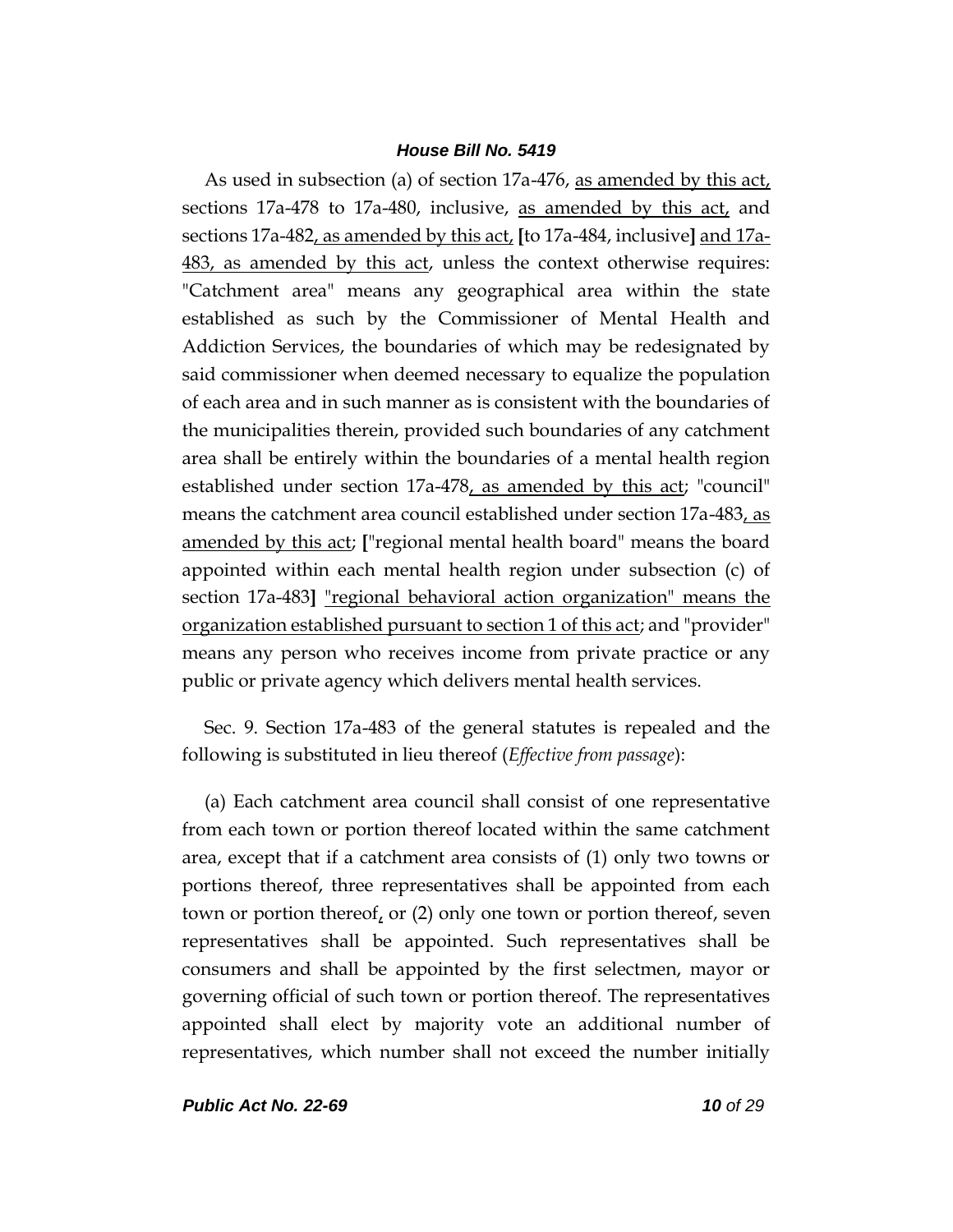As used in subsection (a) of section 17a-476, as amended by this act, sections 17a-478 to 17a-480, inclusive, as amended by this act, and sections 17a-482, as amended by this act, [to 17a-484, inclusive] and 17a-483, as amended by this act, unless the context otherwise requires: "Catchment area" means any geographical area within the state established as such by the Commissioner of Mental Health and Addiction Services, the boundaries of which may be redesignated by said commissioner when deemed necessary to equalize the population of each area and in such manner as is consistent with the boundaries of the municipalities therein, provided such boundaries of any catchment area shall be entirely within the boundaries of a mental health region established under section 17a-478, as amended by this act; "council" means the catchment area council established under section 17a-483, as amended by this act; ["regional mental health board" means the board appointed within each mental health region under subsection (c) of section 17a-483] "regional behavioral action organization" means the organization established pursuant to section 1 of this act; and "provider" means any person who receives income from private practice or any public or private agency which delivers mental health services.

Sec. 9. Section 17a-483 of the general statutes is repealed and the following is substituted in lieu thereof (*Effective from passage*):

(a) Each catchment area council shall consist of one representative from each town or portion thereof located within the same catchment area, except that if a catchment area consists of (1) only two towns or portions thereof, three representatives shall be appointed from each town or portion thereof, or (2) only one town or portion thereof, seven representatives shall be appointed. Such representatives shall be consumers and shall be appointed by the first selectmen, mayor or governing official of such town or portion thereof. The representatives appointed shall elect by majority vote an additional number of representatives, which number shall not exceed the number initially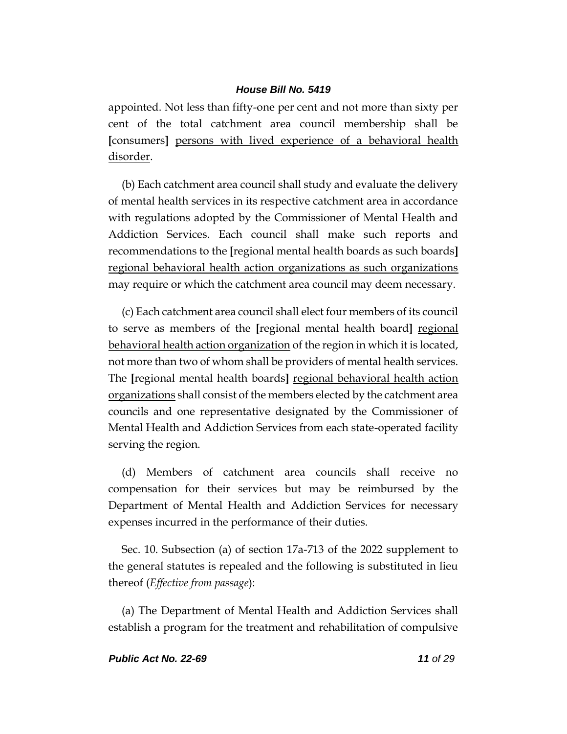appointed. Not less than fifty-one per cent and not more than sixty per cent of the total catchment area council membership shall be **[**consumers**]** <u>persons with lived experience of a behavioral health disorder</u>.

(b) Each catchment area council shall study and evaluate the delivery of mental health services in its respective catchment area in accordance with regulations adopted by the Commissioner of Mental Health and Addiction Services. Each council shall make such reports and recommendations to the **[**regional mental health boards as such boards**]** <u>regional behavioral health action organizations as such organizations</u> may require or which the catchment area council may deem necessary.

(c) Each catchment area council shall elect four members of its council to serve as members of the **[**regional mental health board**]** <u>regional behavioral health action organization</u> of the region in which it is located, not more than two of whom shall be providers of mental health services. The **[**regional mental health boards**]** <u>regional behavioral health action organizations</u> shall consist of the members elected by the catchment area councils and one representative designated by the Commissioner of Mental Health and Addiction Services from each state-operated facility serving the region.

(d) Members of catchment area councils shall receive no compensation for their services but may be reimbursed by the Department of Mental Health and Addiction Services for necessary expenses incurred in the performance of their duties.

Sec. 10. Subsection (a) of section 17a-713 of the 2022 supplement to the general statutes is repealed and the following is substituted in lieu thereof (*Effective from passage*):

(a) The Department of Mental Health and Addiction Services shall establish a program for the treatment and rehabilitation of compulsive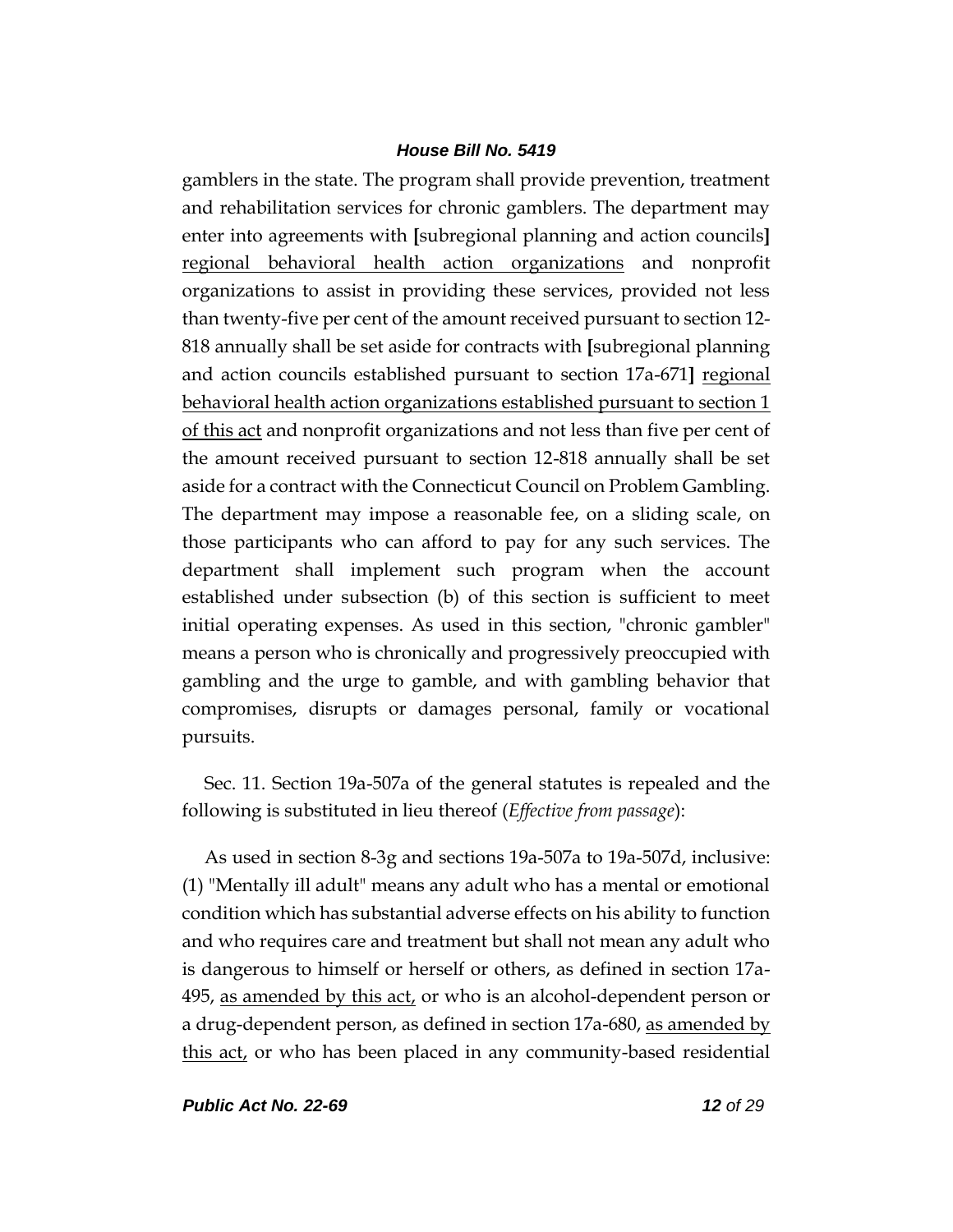gamblers in the state. The program shall provide prevention, treatment and rehabilitation services for chronic gamblers. The department may enter into agreements with **[**subregional planning and action councils**]** <u>regional behavioral health action organizations</u> and nonprofit organizations to assist in providing these services, provided not less than twenty-five per cent of the amount received pursuant to section 12-818 annually shall be set aside for contracts with **[**subregional planning and action councils established pursuant to section 17a-671**]** <u>regional behavioral health action organizations established pursuant to section 1 of this act</u> and nonprofit organizations and not less than five per cent of the amount received pursuant to section 12-818 annually shall be set aside for a contract with the Connecticut Council on Problem Gambling. The department may impose a reasonable fee, on a sliding scale, on those participants who can afford to pay for any such services. The department shall implement such program when the account established under subsection (b) of this section is sufficient to meet initial operating expenses. As used in this section, "chronic gambler" means a person who is chronically and progressively preoccupied with gambling and the urge to gamble, and with gambling behavior that compromises, disrupts or damages personal, family or vocational pursuits.

Sec. 11. Section 19a-507a of the general statutes is repealed and the following is substituted in lieu thereof (*Effective from passage*):

As used in section 8-3g and sections 19a-507a to 19a-507d, inclusive: (1) "Mentally ill adult" means any adult who has a mental or emotional condition which has substantial adverse effects on his ability to function and who requires care and treatment but shall not mean any adult who is dangerous to himself or herself or others, as defined in section 17a-495, <u>as amended by this act,</u> or who is an alcohol-dependent person or a drug-dependent person, as defined in section 17a-680, <u>as amended by this act,</u> or who has been placed in any community-based residential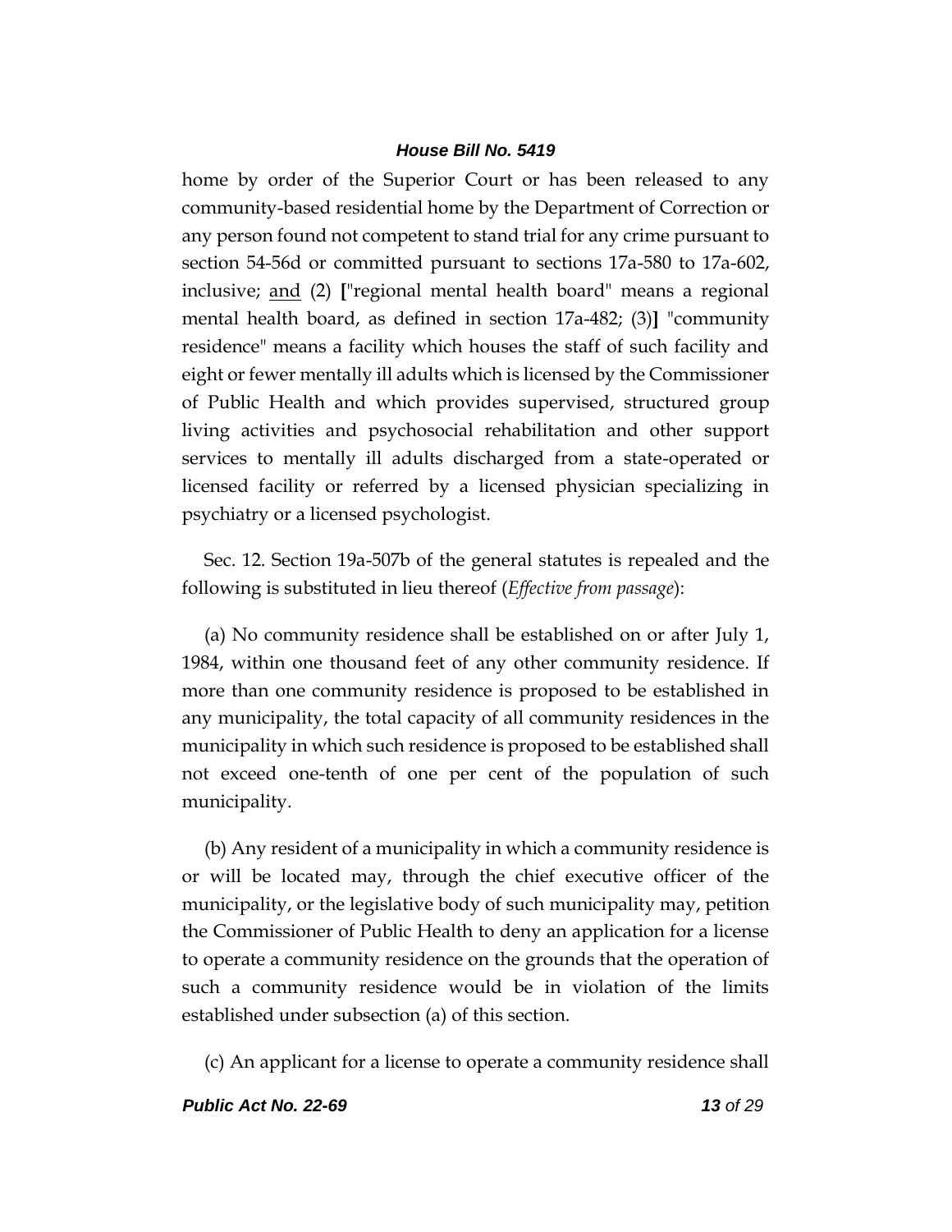home by order of the Superior Court or has been released to any community-based residential home by the Department of Correction or any person found not competent to stand trial for any crime pursuant to section 54-56d or committed pursuant to sections 17a-580 to 17a-602, inclusive; and (2) ["regional mental health board" means a regional mental health board, as defined in section 17a-482; (3)] "community residence" means a facility which houses the staff of such facility and eight or fewer mentally ill adults which is licensed by the Commissioner of Public Health and which provides supervised, structured group living activities and psychosocial rehabilitation and other support services to mentally ill adults discharged from a state-operated or licensed facility or referred by a licensed physician specializing in psychiatry or a licensed psychologist.

Sec. 12. Section 19a-507b of the general statutes is repealed and the following is substituted in lieu thereof (*Effective from passage*):

(a) No community residence shall be established on or after July 1, 1984, within one thousand feet of any other community residence. If more than one community residence is proposed to be established in any municipality, the total capacity of all community residences in the municipality in which such residence is proposed to be established shall not exceed one-tenth of one per cent of the population of such municipality.

(b) Any resident of a municipality in which a community residence is or will be located may, through the chief executive officer of the municipality, or the legislative body of such municipality may, petition the Commissioner of Public Health to deny an application for a license to operate a community residence on the grounds that the operation of such a community residence would be in violation of the limits established under subsection (a) of this section.

(c) An applicant for a license to operate a community residence shall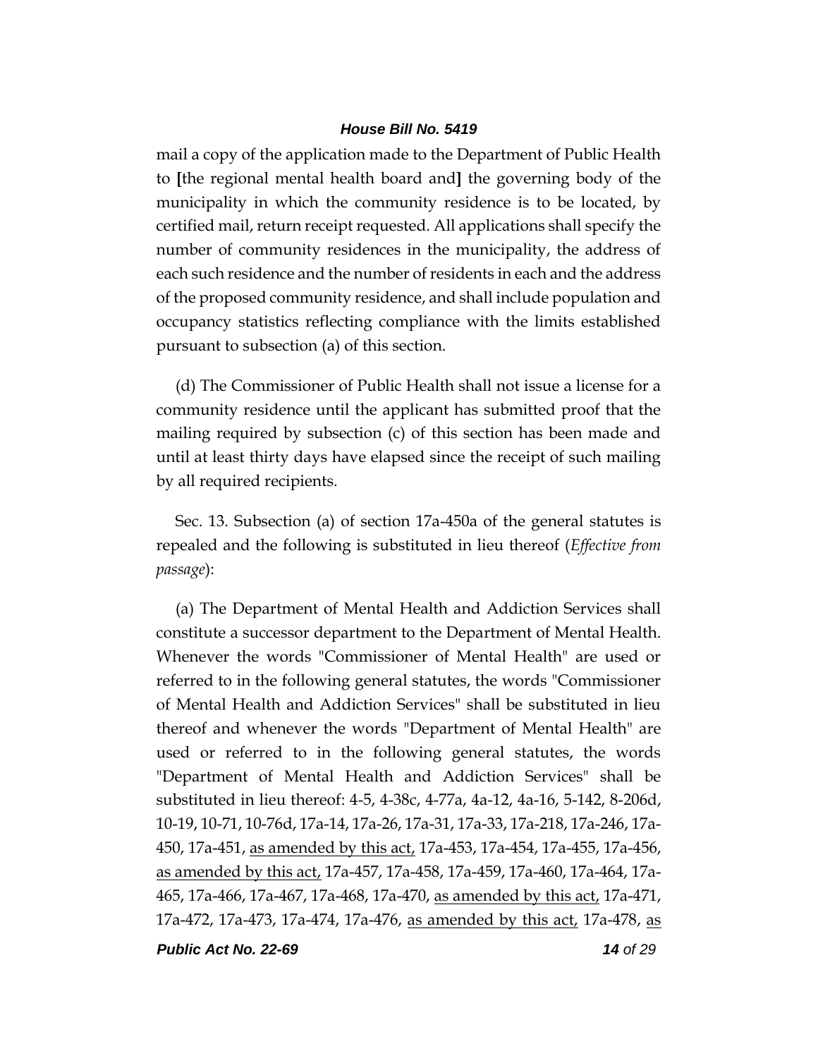mail a copy of the application made to the Department of Public Health to **[**the regional mental health board and**]** the governing body of the municipality in which the community residence is to be located, by certified mail, return receipt requested. All applications shall specify the number of community residences in the municipality, the address of each such residence and the number of residents in each and the address of the proposed community residence, and shall include population and occupancy statistics reflecting compliance with the limits established pursuant to subsection (a) of this section.

(d) The Commissioner of Public Health shall not issue a license for a community residence until the applicant has submitted proof that the mailing required by subsection (c) of this section has been made and until at least thirty days have elapsed since the receipt of such mailing by all required recipients.

Sec. 13. Subsection (a) of section 17a-450a of the general statutes is repealed and the following is substituted in lieu thereof (*Effective from passage*):

(a) The Department of Mental Health and Addiction Services shall constitute a successor department to the Department of Mental Health. Whenever the words "Commissioner of Mental Health" are used or referred to in the following general statutes, the words "Commissioner of Mental Health and Addiction Services" shall be substituted in lieu thereof and whenever the words "Department of Mental Health" are used or referred to in the following general statutes, the words "Department of Mental Health and Addiction Services" shall be substituted in lieu thereof: 4-5, 4-38c, 4-77a, 4a-12, 4a-16, 5-142, 8-206d, 10-19, 10-71, 10-76d, 17a-14, 17a-26, 17a-31, 17a-33, 17a-218, 17a-246, 17a-450, 17a-451, <u>as amended by this act,</u> 17a-453, 17a-454, 17a-455, 17a-456, <u>as amended by this act,</u> 17a-457, 17a-458, 17a-459, 17a-460, 17a-464, 17a-465, 17a-466, 17a-467, 17a-468, 17a-470, <u>as amended by this act,</u> 17a-471, 17a-472, 17a-473, 17a-474, 17a-476, <u>as amended by this act,</u> 17a-478, <u>as</u>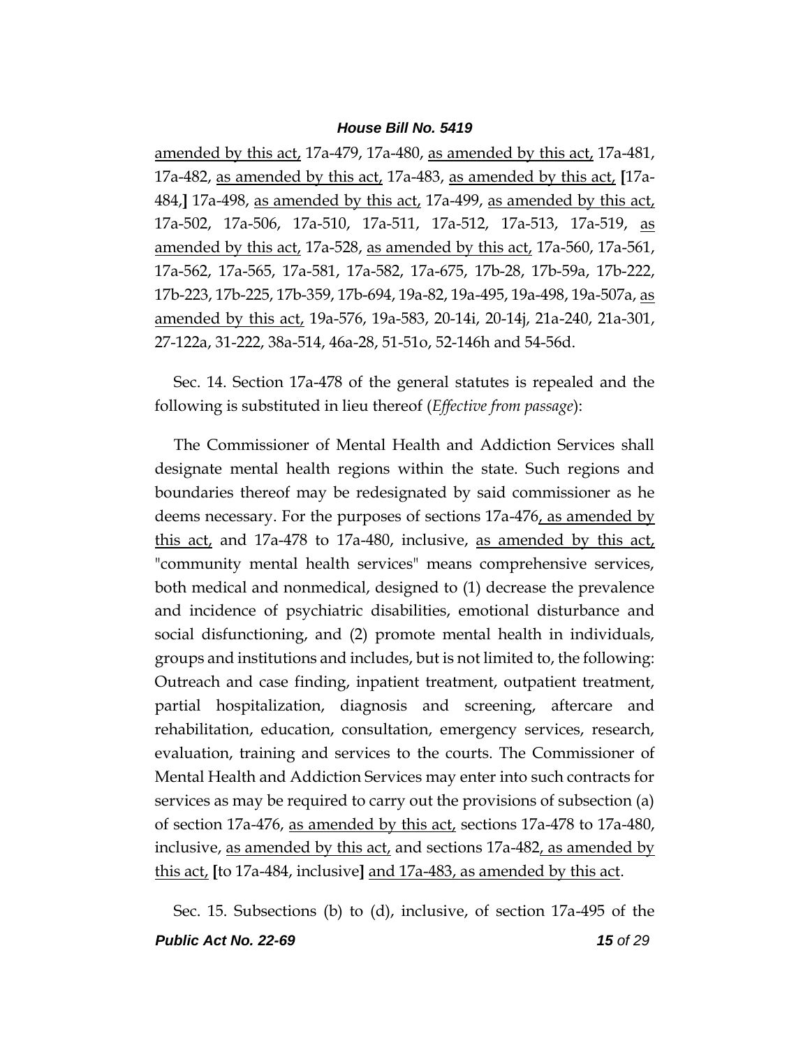amended by this act, 17a-479, 17a-480, as amended by this act, 17a-481, 17a-482, as amended by this act, 17a-483, as amended by this act, [17a-484,] 17a-498, as amended by this act, 17a-499, as amended by this act, 17a-502, 17a-506, 17a-510, 17a-511, 17a-512, 17a-513, 17a-519, as amended by this act, 17a-528, as amended by this act, 17a-560, 17a-561, 17a-562, 17a-565, 17a-581, 17a-582, 17a-675, 17b-28, 17b-59a, 17b-222, 17b-223, 17b-225, 17b-359, 17b-694, 19a-82, 19a-495, 19a-498, 19a-507a, as amended by this act, 19a-576, 19a-583, 20-14i, 20-14j, 21a-240, 21a-301, 27-122a, 31-222, 38a-514, 46a-28, 51-51o, 52-146h and 54-56d.

Sec. 14. Section 17a-478 of the general statutes is repealed and the following is substituted in lieu thereof (*Effective from passage*):

The Commissioner of Mental Health and Addiction Services shall designate mental health regions within the state. Such regions and boundaries thereof may be redesignated by said commissioner as he deems necessary. For the purposes of sections 17a-476, as amended by this act, and 17a-478 to 17a-480, inclusive, as amended by this act, "community mental health services" means comprehensive services, both medical and nonmedical, designed to (1) decrease the prevalence and incidence of psychiatric disabilities, emotional disturbance and social disfunctioning, and (2) promote mental health in individuals, groups and institutions and includes, but is not limited to, the following: Outreach and case finding, inpatient treatment, outpatient treatment, partial hospitalization, diagnosis and screening, aftercare and rehabilitation, education, consultation, emergency services, research, evaluation, training and services to the courts. The Commissioner of Mental Health and Addiction Services may enter into such contracts for services as may be required to carry out the provisions of subsection (a) of section 17a-476, as amended by this act, sections 17a-478 to 17a-480, inclusive, as amended by this act, and sections 17a-482, as amended by this act, [to 17a-484, inclusive] and 17a-483, as amended by this act.

Sec. 15. Subsections (b) to (d), inclusive, of section 17a-495 of the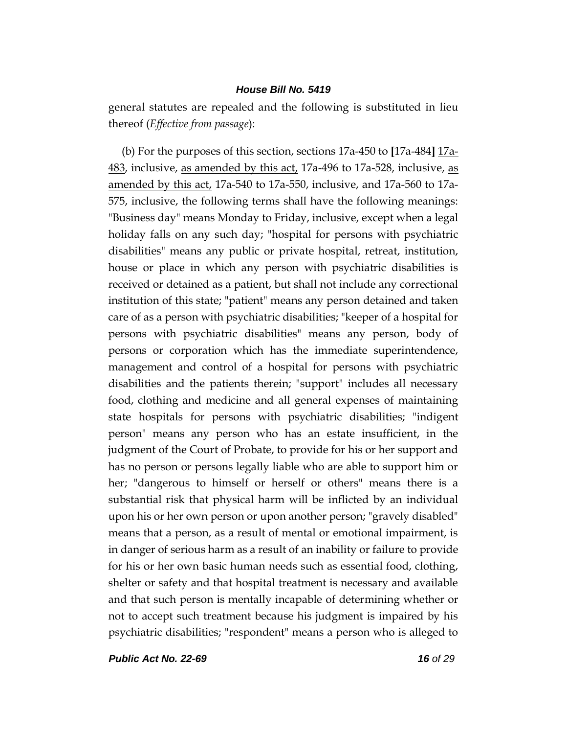general statutes are repealed and the following is substituted in lieu thereof (*Effective from passage*):

(b) For the purposes of this section, sections 17a-450 to **[**17a-484**]** <u>17a-483</u>, inclusive, <u>as amended by this act,</u> 17a-496 to 17a-528, inclusive, <u>as amended by this act,</u> 17a-540 to 17a-550, inclusive, and 17a-560 to 17a-575, inclusive, the following terms shall have the following meanings: "Business day" means Monday to Friday, inclusive, except when a legal holiday falls on any such day; "hospital for persons with psychiatric disabilities" means any public or private hospital, retreat, institution, house or place in which any person with psychiatric disabilities is received or detained as a patient, but shall not include any correctional institution of this state; "patient" means any person detained and taken care of as a person with psychiatric disabilities; "keeper of a hospital for persons with psychiatric disabilities" means any person, body of persons or corporation which has the immediate superintendence, management and control of a hospital for persons with psychiatric disabilities and the patients therein; "support" includes all necessary food, clothing and medicine and all general expenses of maintaining state hospitals for persons with psychiatric disabilities; "indigent person" means any person who has an estate insufficient, in the judgment of the Court of Probate, to provide for his or her support and has no person or persons legally liable who are able to support him or her; "dangerous to himself or herself or others" means there is a substantial risk that physical harm will be inflicted by an individual upon his or her own person or upon another person; "gravely disabled" means that a person, as a result of mental or emotional impairment, is in danger of serious harm as a result of an inability or failure to provide for his or her own basic human needs such as essential food, clothing, shelter or safety and that hospital treatment is necessary and available and that such person is mentally incapable of determining whether or not to accept such treatment because his judgment is impaired by his psychiatric disabilities; "respondent" means a person who is alleged to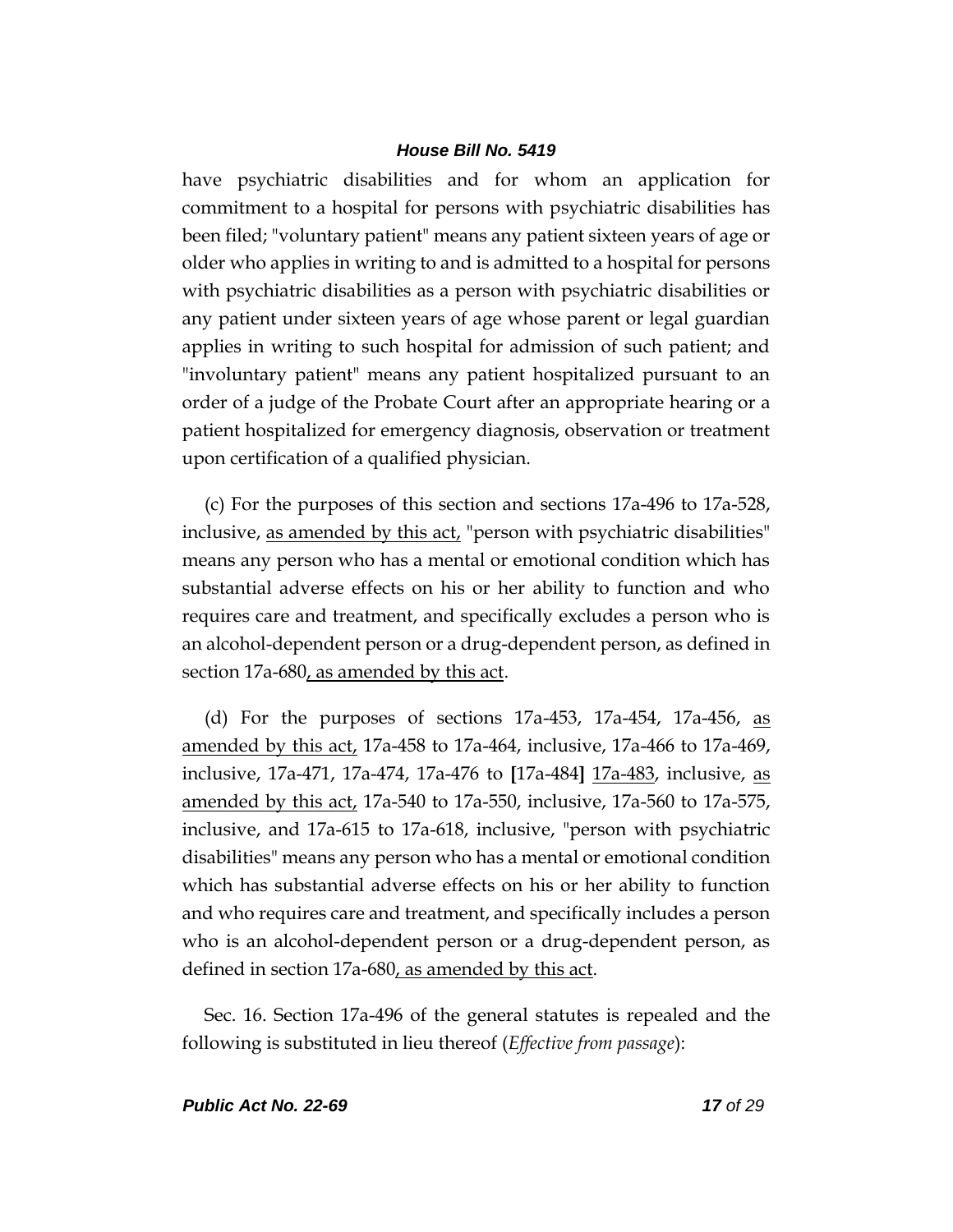have psychiatric disabilities and for whom an application for commitment to a hospital for persons with psychiatric disabilities has been filed; "voluntary patient" means any patient sixteen years of age or older who applies in writing to and is admitted to a hospital for persons with psychiatric disabilities as a person with psychiatric disabilities or any patient under sixteen years of age whose parent or legal guardian applies in writing to such hospital for admission of such patient; and "involuntary patient" means any patient hospitalized pursuant to an order of a judge of the Probate Court after an appropriate hearing or a patient hospitalized for emergency diagnosis, observation or treatment upon certification of a qualified physician.

(c) For the purposes of this section and sections 17a-496 to 17a-528, inclusive, <u>as amended by this act,</u> "person with psychiatric disabilities" means any person who has a mental or emotional condition which has substantial adverse effects on his or her ability to function and who requires care and treatment, and specifically excludes a person who is an alcohol-dependent person or a drug-dependent person, as defined in section 17a-680<u>, as amended by this act</u>.

(d) For the purposes of sections 17a-453, 17a-454, 17a-456, <u>as amended by this act,</u> 17a-458 to 17a-464, inclusive, 17a-466 to 17a-469, inclusive, 17a-471, 17a-474, 17a-476 to **[**17a-484**]** <u>17a-483</u>, inclusive, <u>as amended by this act,</u> 17a-540 to 17a-550, inclusive, 17a-560 to 17a-575, inclusive, and 17a-615 to 17a-618, inclusive, "person with psychiatric disabilities" means any person who has a mental or emotional condition which has substantial adverse effects on his or her ability to function and who requires care and treatment, and specifically includes a person who is an alcohol-dependent person or a drug-dependent person, as defined in section 17a-680<u>, as amended by this act</u>.

Sec. 16. Section 17a-496 of the general statutes is repealed and the following is substituted in lieu thereof (*Effective from passage*):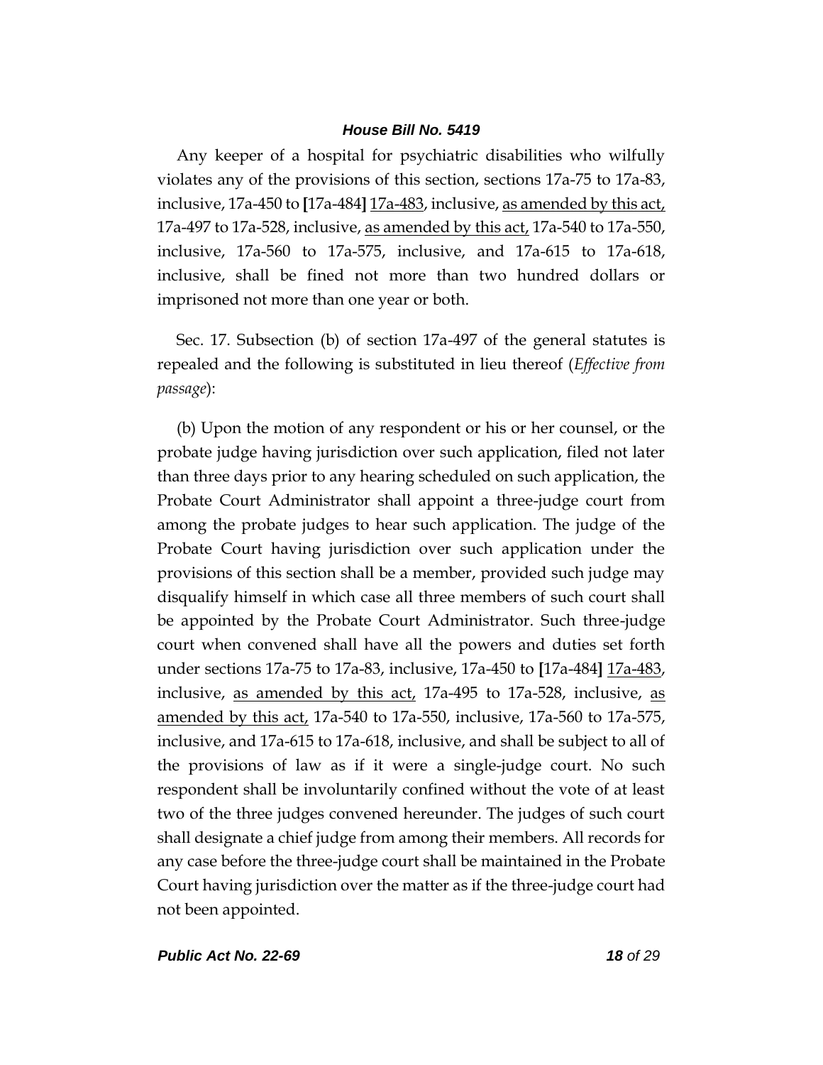Any keeper of a hospital for psychiatric disabilities who wilfully violates any of the provisions of this section, sections 17a-75 to 17a-83, inclusive, 17a-450 to [17a-484] <u>17a-483</u>, inclusive, <u>as amended by this act,</u> 17a-497 to 17a-528, inclusive, <u>as amended by this act,</u> 17a-540 to 17a-550, inclusive, 17a-560 to 17a-575, inclusive, and 17a-615 to 17a-618, inclusive, shall be fined not more than two hundred dollars or imprisoned not more than one year or both.

Sec. 17. Subsection (b) of section 17a-497 of the general statutes is repealed and the following is substituted in lieu thereof (*Effective from passage*):

(b) Upon the motion of any respondent or his or her counsel, or the probate judge having jurisdiction over such application, filed not later than three days prior to any hearing scheduled on such application, the Probate Court Administrator shall appoint a three-judge court from among the probate judges to hear such application. The judge of the Probate Court having jurisdiction over such application under the provisions of this section shall be a member, provided such judge may disqualify himself in which case all three members of such court shall be appointed by the Probate Court Administrator. Such three-judge court when convened shall have all the powers and duties set forth under sections 17a-75 to 17a-83, inclusive, 17a-450 to [17a-484] <u>17a-483</u>, inclusive, <u>as amended by this act,</u> 17a-495 to 17a-528, inclusive, <u>as amended by this act,</u> 17a-540 to 17a-550, inclusive, 17a-560 to 17a-575, inclusive, and 17a-615 to 17a-618, inclusive, and shall be subject to all of the provisions of law as if it were a single-judge court. No such respondent shall be involuntarily confined without the vote of at least two of the three judges convened hereunder. The judges of such court shall designate a chief judge from among their members. All records for any case before the three-judge court shall be maintained in the Probate Court having jurisdiction over the matter as if the three-judge court had not been appointed.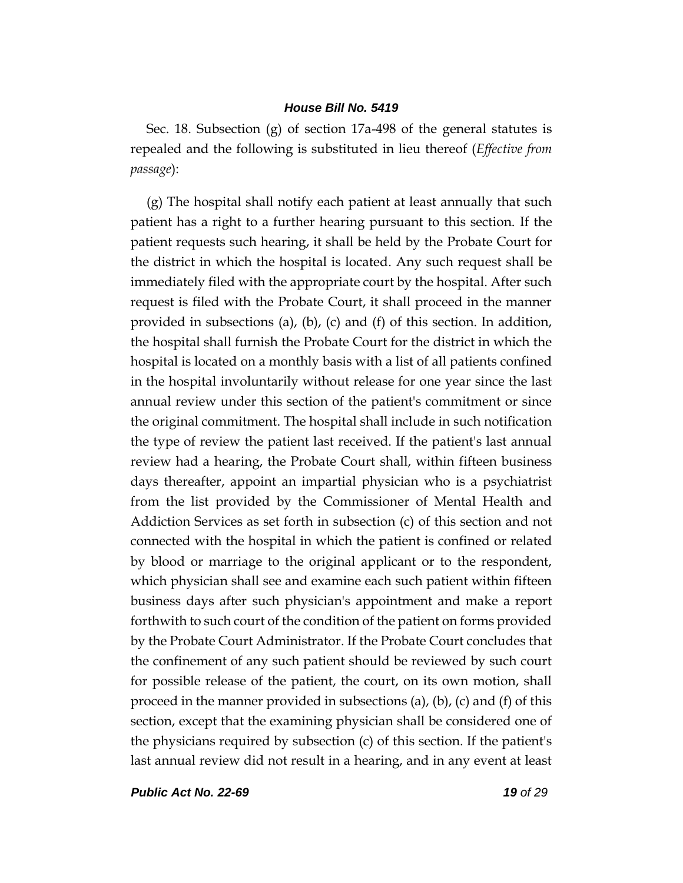Sec. 18. Subsection (g) of section 17a-498 of the general statutes is repealed and the following is substituted in lieu thereof (*Effective from passage*):

(g) The hospital shall notify each patient at least annually that such patient has a right to a further hearing pursuant to this section. If the patient requests such hearing, it shall be held by the Probate Court for the district in which the hospital is located. Any such request shall be immediately filed with the appropriate court by the hospital. After such request is filed with the Probate Court, it shall proceed in the manner provided in subsections (a), (b), (c) and (f) of this section. In addition, the hospital shall furnish the Probate Court for the district in which the hospital is located on a monthly basis with a list of all patients confined in the hospital involuntarily without release for one year since the last annual review under this section of the patient's commitment or since the original commitment. The hospital shall include in such notification the type of review the patient last received. If the patient's last annual review had a hearing, the Probate Court shall, within fifteen business days thereafter, appoint an impartial physician who is a psychiatrist from the list provided by the Commissioner of Mental Health and Addiction Services as set forth in subsection (c) of this section and not connected with the hospital in which the patient is confined or related by blood or marriage to the original applicant or to the respondent, which physician shall see and examine each such patient within fifteen business days after such physician's appointment and make a report forthwith to such court of the condition of the patient on forms provided by the Probate Court Administrator. If the Probate Court concludes that the confinement of any such patient should be reviewed by such court for possible release of the patient, the court, on its own motion, shall proceed in the manner provided in subsections (a), (b), (c) and (f) of this section, except that the examining physician shall be considered one of the physicians required by subsection (c) of this section. If the patient's last annual review did not result in a hearing, and in any event at least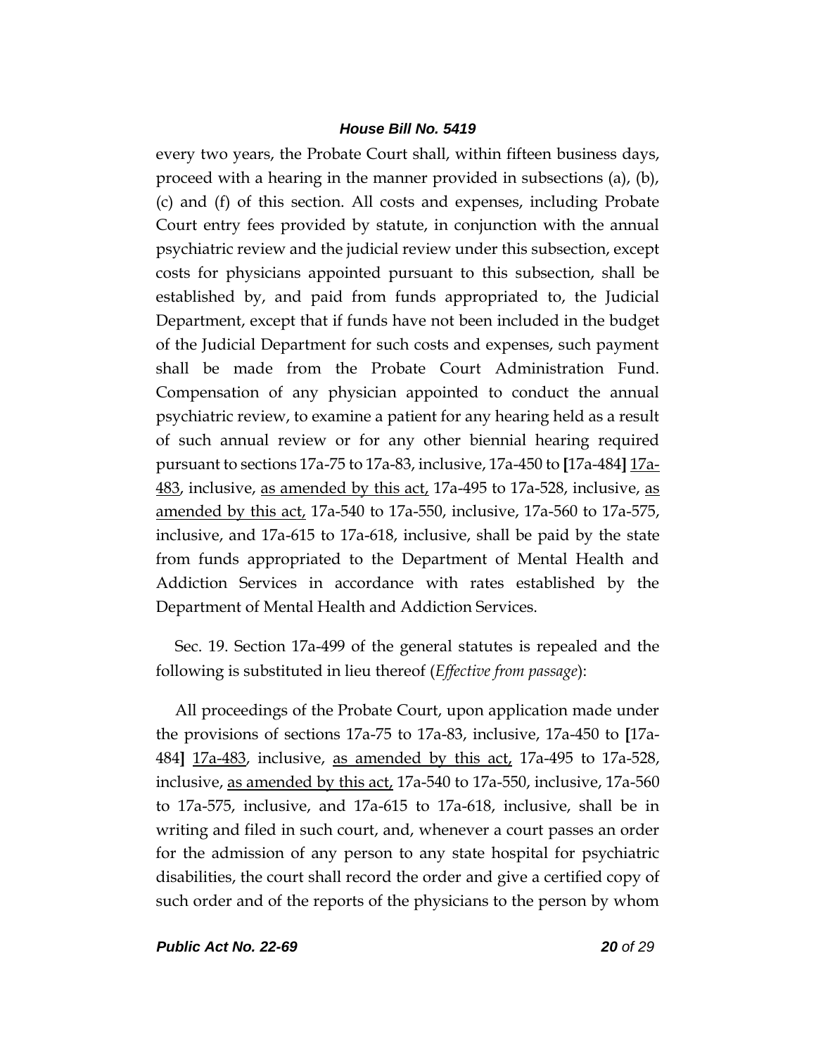every two years, the Probate Court shall, within fifteen business days, proceed with a hearing in the manner provided in subsections (a), (b), (c) and (f) of this section. All costs and expenses, including Probate Court entry fees provided by statute, in conjunction with the annual psychiatric review and the judicial review under this subsection, except costs for physicians appointed pursuant to this subsection, shall be established by, and paid from funds appropriated to, the Judicial Department, except that if funds have not been included in the budget of the Judicial Department for such costs and expenses, such payment shall be made from the Probate Court Administration Fund. Compensation of any physician appointed to conduct the annual psychiatric review, to examine a patient for any hearing held as a result of such annual review or for any other biennial hearing required pursuant to sections 17a-75 to 17a-83, inclusive, 17a-450 to **[**17a-484**]** <u>17a-483</u>, inclusive, <u>as amended by this act,</u> 17a-495 to 17a-528, inclusive, <u>as amended by this act,</u> 17a-540 to 17a-550, inclusive, 17a-560 to 17a-575, inclusive, and 17a-615 to 17a-618, inclusive, shall be paid by the state from funds appropriated to the Department of Mental Health and Addiction Services in accordance with rates established by the Department of Mental Health and Addiction Services.

Sec. 19. Section 17a-499 of the general statutes is repealed and the following is substituted in lieu thereof (*Effective from passage*):

All proceedings of the Probate Court, upon application made under the provisions of sections 17a-75 to 17a-83, inclusive, 17a-450 to **[**17a-484**]** <u>17a-483</u>, inclusive, <u>as amended by this act,</u> 17a-495 to 17a-528, inclusive, <u>as amended by this act,</u> 17a-540 to 17a-550, inclusive, 17a-560 to 17a-575, inclusive, and 17a-615 to 17a-618, inclusive, shall be in writing and filed in such court, and, whenever a court passes an order for the admission of any person to any state hospital for psychiatric disabilities, the court shall record the order and give a certified copy of such order and of the reports of the physicians to the person by whom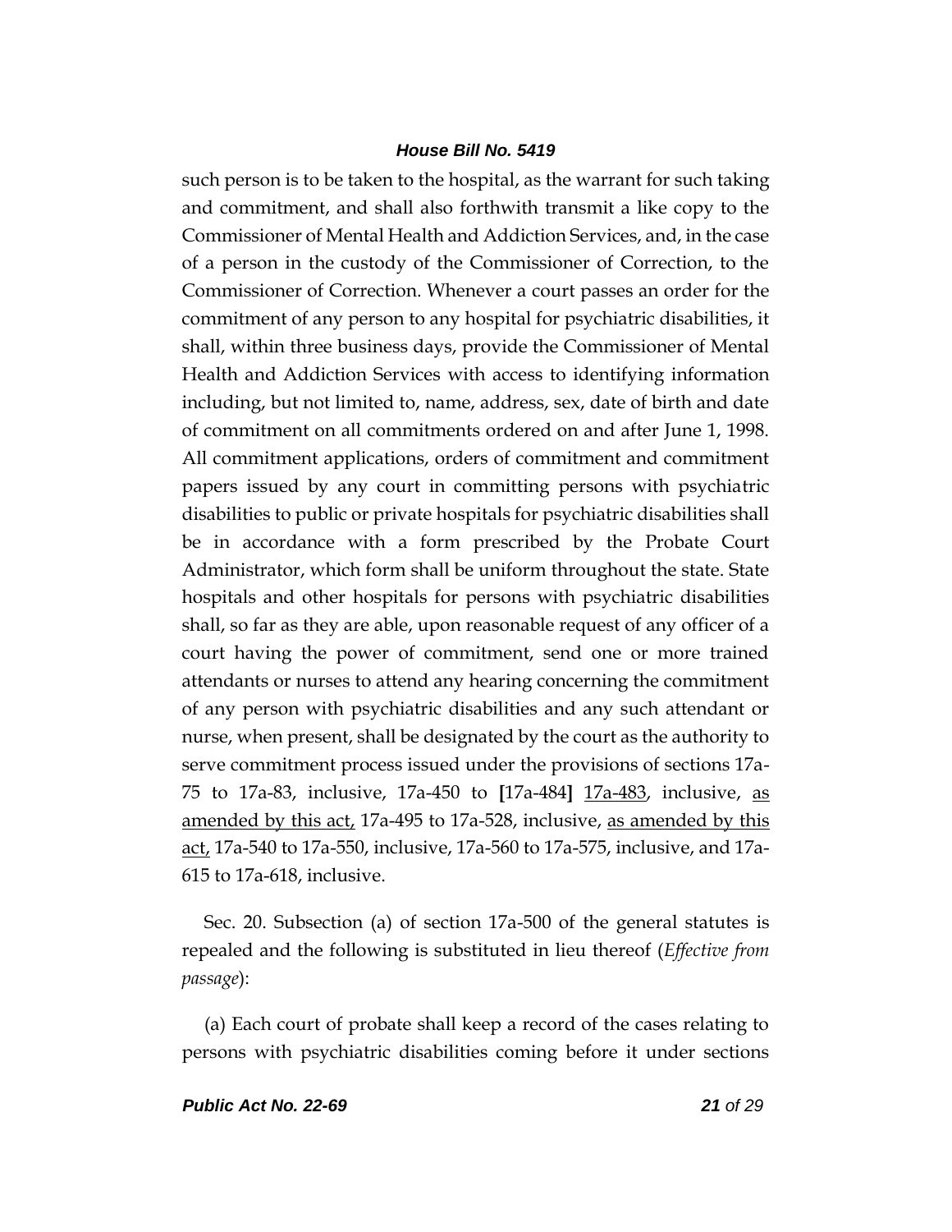such person is to be taken to the hospital, as the warrant for such taking and commitment, and shall also forthwith transmit a like copy to the Commissioner of Mental Health and Addiction Services, and, in the case of a person in the custody of the Commissioner of Correction, to the Commissioner of Correction. Whenever a court passes an order for the commitment of any person to any hospital for psychiatric disabilities, it shall, within three business days, provide the Commissioner of Mental Health and Addiction Services with access to identifying information including, but not limited to, name, address, sex, date of birth and date of commitment on all commitments ordered on and after June 1, 1998. All commitment applications, orders of commitment and commitment papers issued by any court in committing persons with psychiatric disabilities to public or private hospitals for psychiatric disabilities shall be in accordance with a form prescribed by the Probate Court Administrator, which form shall be uniform throughout the state. State hospitals and other hospitals for persons with psychiatric disabilities shall, so far as they are able, upon reasonable request of any officer of a court having the power of commitment, send one or more trained attendants or nurses to attend any hearing concerning the commitment of any person with psychiatric disabilities and any such attendant or nurse, when present, shall be designated by the court as the authority to serve commitment process issued under the provisions of sections 17a-75 to 17a-83, inclusive, 17a-450 to **[**17a-484**]** <u>17a-483</u>, inclusive, <u>as amended by this act,</u> 17a-495 to 17a-528, inclusive, <u>as amended by this act,</u> 17a-540 to 17a-550, inclusive, 17a-560 to 17a-575, inclusive, and 17a-615 to 17a-618, inclusive.

Sec. 20. Subsection (a) of section 17a-500 of the general statutes is repealed and the following is substituted in lieu thereof (*Effective from passage*):

(a) Each court of probate shall keep a record of the cases relating to persons with psychiatric disabilities coming before it under sections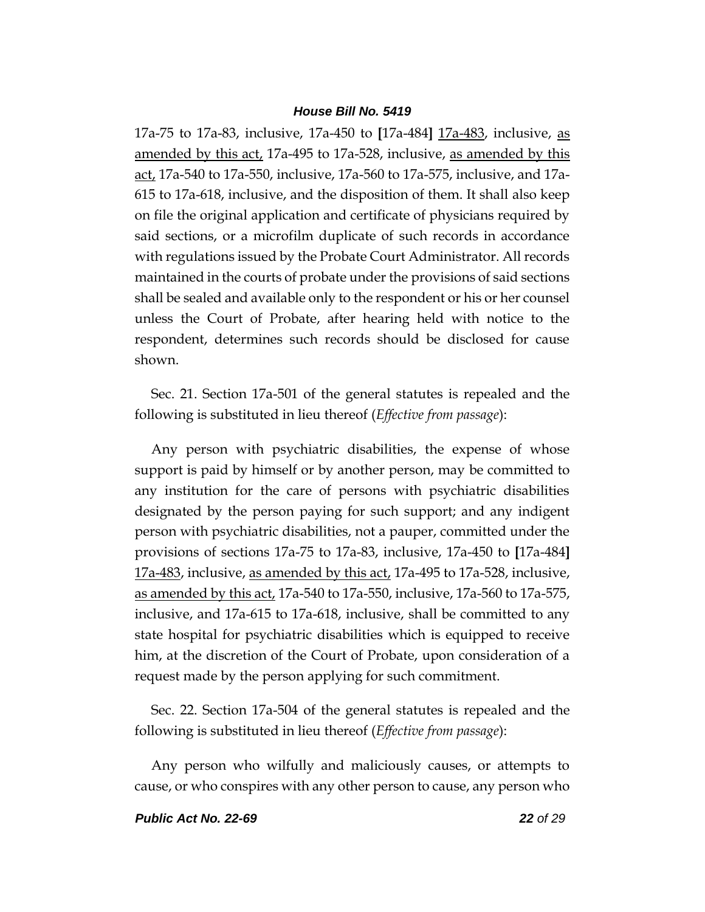17a-75 to 17a-83, inclusive, 17a-450 to [17a-484] 17a-483, inclusive, as amended by this act, 17a-495 to 17a-528, inclusive, as amended by this act, 17a-540 to 17a-550, inclusive, 17a-560 to 17a-575, inclusive, and 17a-615 to 17a-618, inclusive, and the disposition of them. It shall also keep on file the original application and certificate of physicians required by said sections, or a microfilm duplicate of such records in accordance with regulations issued by the Probate Court Administrator. All records maintained in the courts of probate under the provisions of said sections shall be sealed and available only to the respondent or his or her counsel unless the Court of Probate, after hearing held with notice to the respondent, determines such records should be disclosed for cause shown.

Sec. 21. Section 17a-501 of the general statutes is repealed and the following is substituted in lieu thereof (*Effective from passage*):

Any person with psychiatric disabilities, the expense of whose support is paid by himself or by another person, may be committed to any institution for the care of persons with psychiatric disabilities designated by the person paying for such support; and any indigent person with psychiatric disabilities, not a pauper, committed under the provisions of sections 17a-75 to 17a-83, inclusive, 17a-450 to [17a-484] 17a-483, inclusive, as amended by this act, 17a-495 to 17a-528, inclusive, as amended by this act, 17a-540 to 17a-550, inclusive, 17a-560 to 17a-575, inclusive, and 17a-615 to 17a-618, inclusive, shall be committed to any state hospital for psychiatric disabilities which is equipped to receive him, at the discretion of the Court of Probate, upon consideration of a request made by the person applying for such commitment.

Sec. 22. Section 17a-504 of the general statutes is repealed and the following is substituted in lieu thereof (*Effective from passage*):

Any person who wilfully and maliciously causes, or attempts to cause, or who conspires with any other person to cause, any person who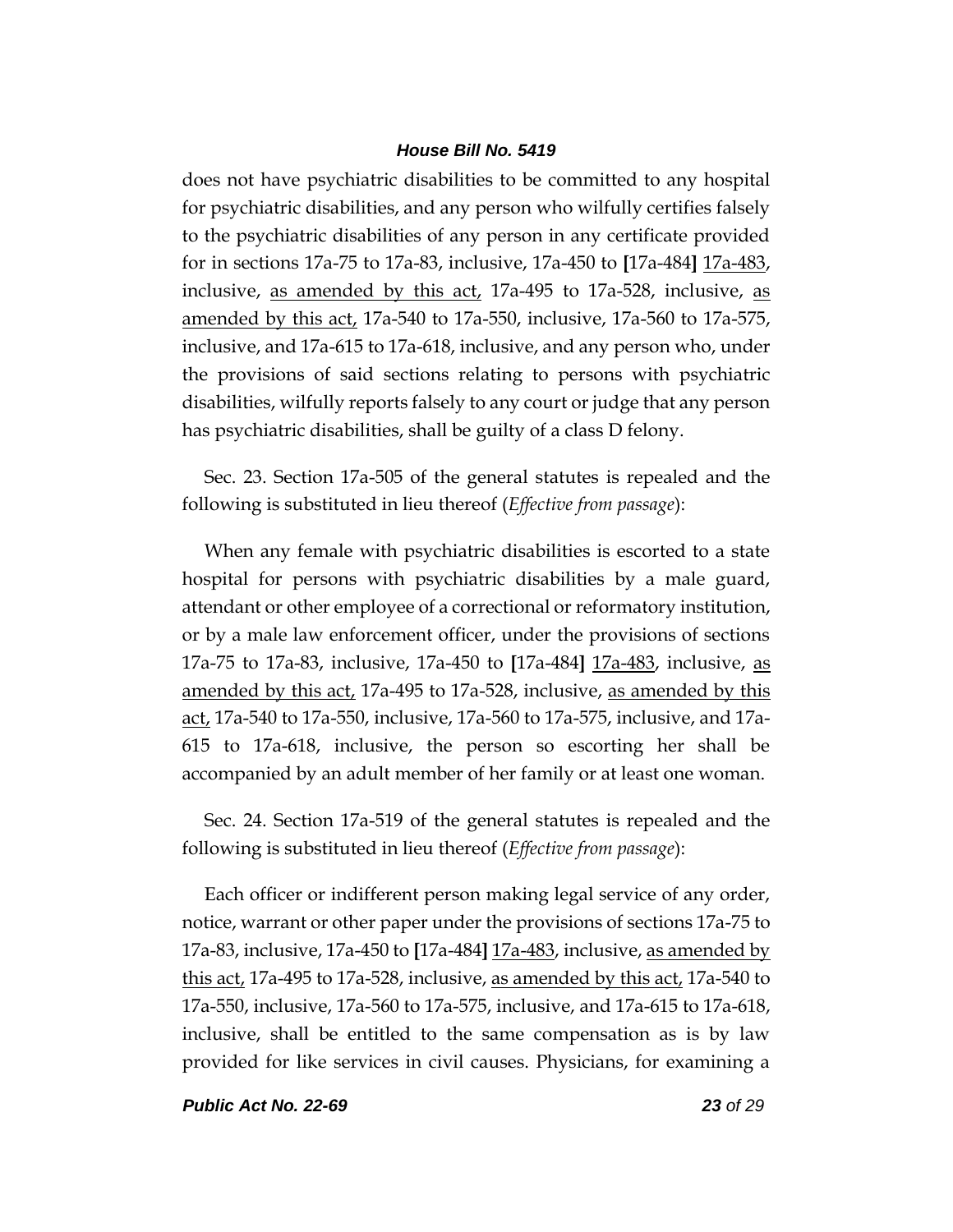does not have psychiatric disabilities to be committed to any hospital for psychiatric disabilities, and any person who wilfully certifies falsely to the psychiatric disabilities of any person in any certificate provided for in sections 17a-75 to 17a-83, inclusive, 17a-450 to **[**17a-484**]** <u>17a-483</u>, inclusive, <u>as amended by this act,</u> 17a-495 to 17a-528, inclusive, <u>as amended by this act,</u> 17a-540 to 17a-550, inclusive, 17a-560 to 17a-575, inclusive, and 17a-615 to 17a-618, inclusive, and any person who, under the provisions of said sections relating to persons with psychiatric disabilities, wilfully reports falsely to any court or judge that any person has psychiatric disabilities, shall be guilty of a class D felony.

Sec. 23. Section 17a-505 of the general statutes is repealed and the following is substituted in lieu thereof (*Effective from passage*):

When any female with psychiatric disabilities is escorted to a state hospital for persons with psychiatric disabilities by a male guard, attendant or other employee of a correctional or reformatory institution, or by a male law enforcement officer, under the provisions of sections 17a-75 to 17a-83, inclusive, 17a-450 to **[**17a-484**]** <u>17a-483</u>, inclusive, <u>as amended by this act,</u> 17a-495 to 17a-528, inclusive, <u>as amended by this act,</u> 17a-540 to 17a-550, inclusive, 17a-560 to 17a-575, inclusive, and 17a-615 to 17a-618, inclusive, the person so escorting her shall be accompanied by an adult member of her family or at least one woman.

Sec. 24. Section 17a-519 of the general statutes is repealed and the following is substituted in lieu thereof (*Effective from passage*):

Each officer or indifferent person making legal service of any order, notice, warrant or other paper under the provisions of sections 17a-75 to 17a-83, inclusive, 17a-450 to **[**17a-484**]** <u>17a-483</u>, inclusive, <u>as amended by this act,</u> 17a-495 to 17a-528, inclusive, <u>as amended by this act,</u> 17a-540 to 17a-550, inclusive, 17a-560 to 17a-575, inclusive, and 17a-615 to 17a-618, inclusive, shall be entitled to the same compensation as is by law provided for like services in civil causes. Physicians, for examining a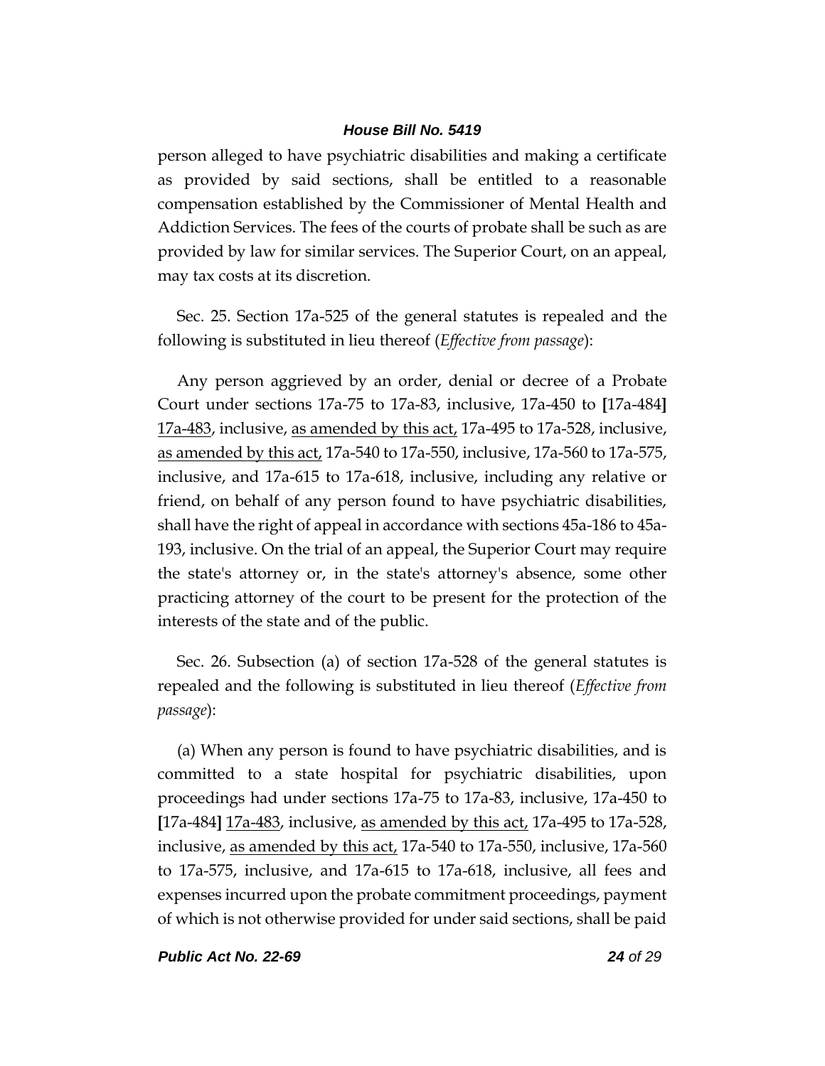person alleged to have psychiatric disabilities and making a certificate as provided by said sections, shall be entitled to a reasonable compensation established by the Commissioner of Mental Health and Addiction Services. The fees of the courts of probate shall be such as are provided by law for similar services. The Superior Court, on an appeal, may tax costs at its discretion.

Sec. 25. Section 17a-525 of the general statutes is repealed and the following is substituted in lieu thereof (*Effective from passage*):

Any person aggrieved by an order, denial or decree of a Probate Court under sections 17a-75 to 17a-83, inclusive, 17a-450 to **[**17a-484**]** <u>17a-483</u>, inclusive, <u>as amended by this act,</u> 17a-495 to 17a-528, inclusive, <u>as amended by this act,</u> 17a-540 to 17a-550, inclusive, 17a-560 to 17a-575, inclusive, and 17a-615 to 17a-618, inclusive, including any relative or friend, on behalf of any person found to have psychiatric disabilities, shall have the right of appeal in accordance with sections 45a-186 to 45a-193, inclusive. On the trial of an appeal, the Superior Court may require the state's attorney or, in the state's attorney's absence, some other practicing attorney of the court to be present for the protection of the interests of the state and of the public.

Sec. 26. Subsection (a) of section 17a-528 of the general statutes is repealed and the following is substituted in lieu thereof (*Effective from passage*):

(a) When any person is found to have psychiatric disabilities, and is committed to a state hospital for psychiatric disabilities, upon proceedings had under sections 17a-75 to 17a-83, inclusive, 17a-450 to **[**17a-484**]** <u>17a-483</u>, inclusive, <u>as amended by this act,</u> 17a-495 to 17a-528, inclusive, <u>as amended by this act,</u> 17a-540 to 17a-550, inclusive, 17a-560 to 17a-575, inclusive, and 17a-615 to 17a-618, inclusive, all fees and expenses incurred upon the probate commitment proceedings, payment of which is not otherwise provided for under said sections, shall be paid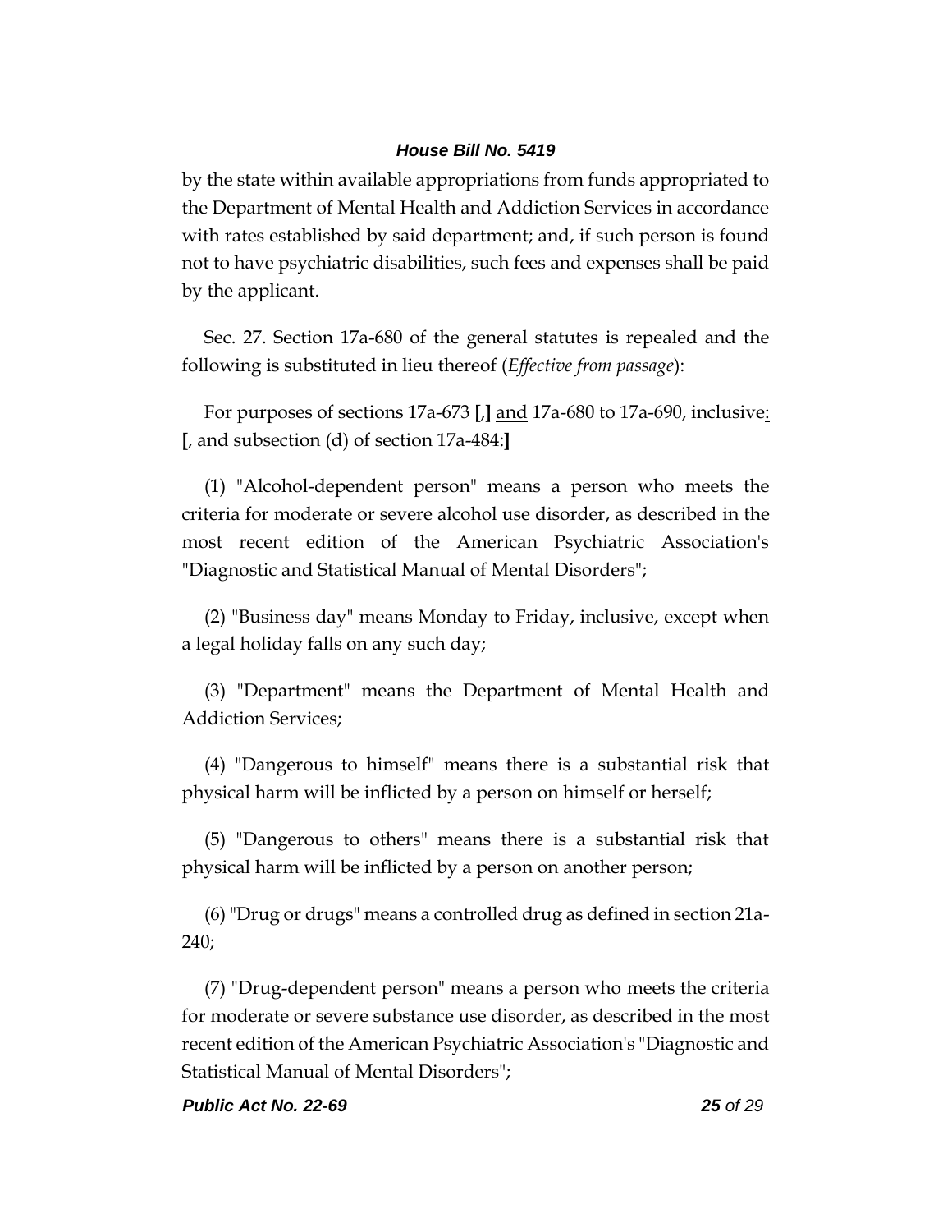by the state within available appropriations from funds appropriated to the Department of Mental Health and Addiction Services in accordance with rates established by said department; and, if such person is found not to have psychiatric disabilities, such fees and expenses shall be paid by the applicant.

Sec. 27. Section 17a-680 of the general statutes is repealed and the following is substituted in lieu thereof (*Effective from passage*):

For purposes of sections 17a-673 **[**,**]** <u>and</u> 17a-680 to 17a-690, inclusive<u>:</u> **[**, and subsection (d) of section 17a-484:**]**

(1) "Alcohol-dependent person" means a person who meets the criteria for moderate or severe alcohol use disorder, as described in the most recent edition of the American Psychiatric Association's "Diagnostic and Statistical Manual of Mental Disorders";

(2) "Business day" means Monday to Friday, inclusive, except when a legal holiday falls on any such day;

(3) "Department" means the Department of Mental Health and Addiction Services;

(4) "Dangerous to himself" means there is a substantial risk that physical harm will be inflicted by a person on himself or herself;

(5) "Dangerous to others" means there is a substantial risk that physical harm will be inflicted by a person on another person;

(6) "Drug or drugs" means a controlled drug as defined in section 21a-240;

(7) "Drug-dependent person" means a person who meets the criteria for moderate or severe substance use disorder, as described in the most recent edition of the American Psychiatric Association's "Diagnostic and Statistical Manual of Mental Disorders";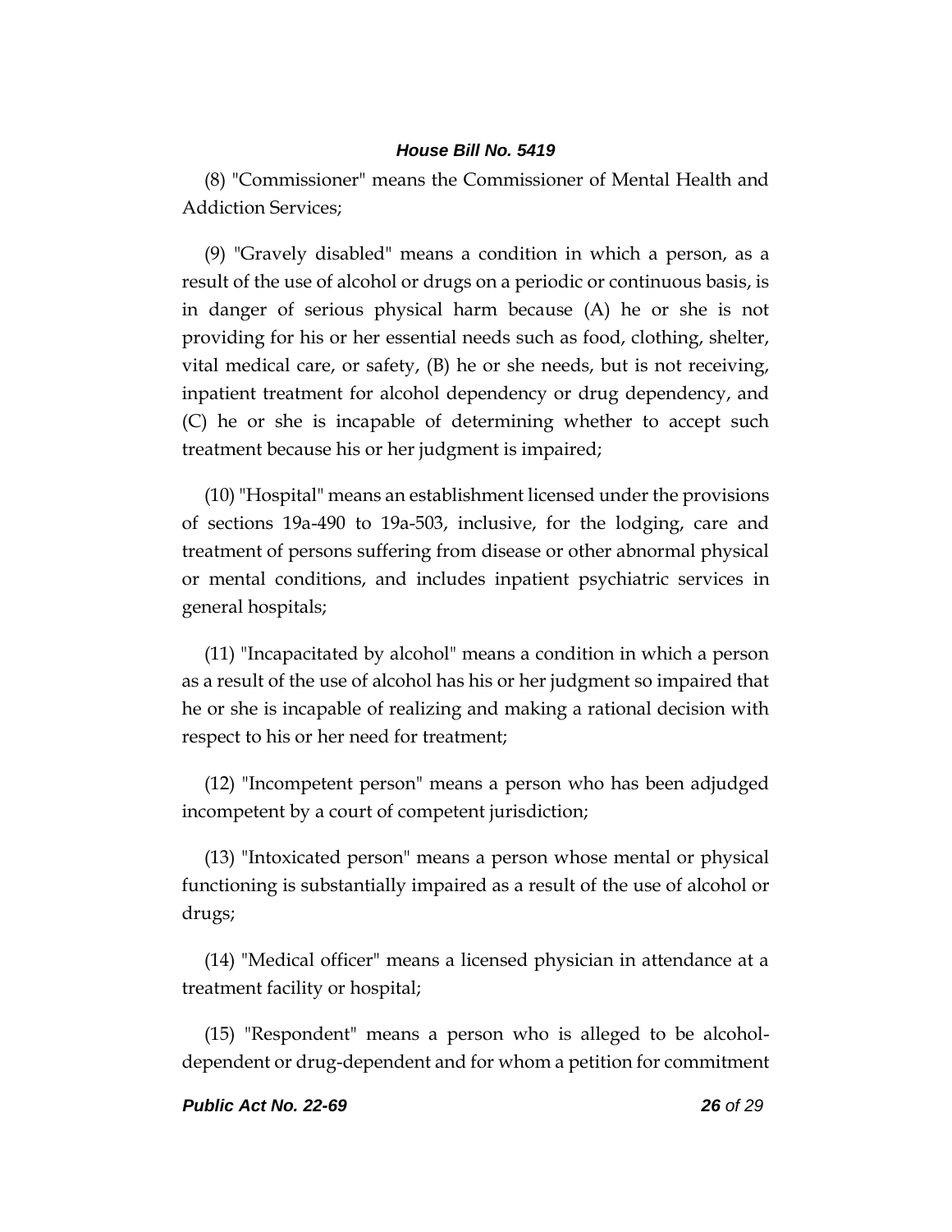(8) "Commissioner" means the Commissioner of Mental Health and Addiction Services;

(9) "Gravely disabled" means a condition in which a person, as a result of the use of alcohol or drugs on a periodic or continuous basis, is in danger of serious physical harm because (A) he or she is not providing for his or her essential needs such as food, clothing, shelter, vital medical care, or safety, (B) he or she needs, but is not receiving, inpatient treatment for alcohol dependency or drug dependency, and (C) he or she is incapable of determining whether to accept such treatment because his or her judgment is impaired;

(10) "Hospital" means an establishment licensed under the provisions of sections 19a-490 to 19a-503, inclusive, for the lodging, care and treatment of persons suffering from disease or other abnormal physical or mental conditions, and includes inpatient psychiatric services in general hospitals;

(11) "Incapacitated by alcohol" means a condition in which a person as a result of the use of alcohol has his or her judgment so impaired that he or she is incapable of realizing and making a rational decision with respect to his or her need for treatment;

(12) "Incompetent person" means a person who has been adjudged incompetent by a court of competent jurisdiction;

(13) "Intoxicated person" means a person whose mental or physical functioning is substantially impaired as a result of the use of alcohol or drugs;

(14) "Medical officer" means a licensed physician in attendance at a treatment facility or hospital;

(15) "Respondent" means a person who is alleged to be alcohol-dependent or drug-dependent and for whom a petition for commitment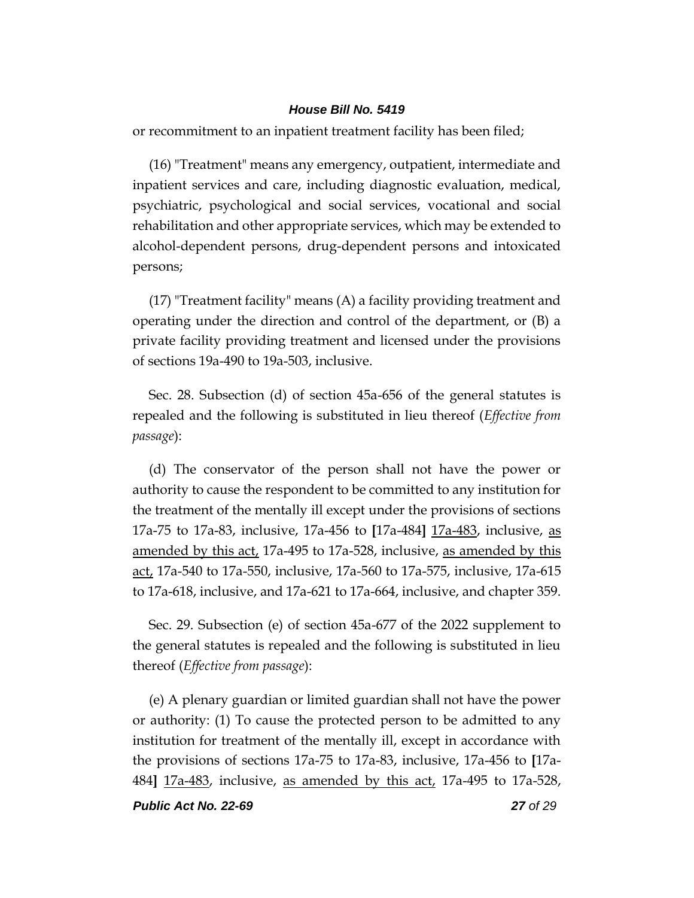or recommitment to an inpatient treatment facility has been filed;

(16) "Treatment" means any emergency, outpatient, intermediate and inpatient services and care, including diagnostic evaluation, medical, psychiatric, psychological and social services, vocational and social rehabilitation and other appropriate services, which may be extended to alcohol-dependent persons, drug-dependent persons and intoxicated persons;

(17) "Treatment facility" means (A) a facility providing treatment and operating under the direction and control of the department, or (B) a private facility providing treatment and licensed under the provisions of sections 19a-490 to 19a-503, inclusive.

Sec. 28. Subsection (d) of section 45a-656 of the general statutes is repealed and the following is substituted in lieu thereof (*Effective from passage*):

(d) The conservator of the person shall not have the power or authority to cause the respondent to be committed to any institution for the treatment of the mentally ill except under the provisions of sections 17a-75 to 17a-83, inclusive, 17a-456 to **[**17a-484**]** <u>17a-483</u>, inclusive, <u>as amended by this act,</u> 17a-495 to 17a-528, inclusive, <u>as amended by this act,</u> 17a-540 to 17a-550, inclusive, 17a-560 to 17a-575, inclusive, 17a-615 to 17a-618, inclusive, and 17a-621 to 17a-664, inclusive, and chapter 359.

Sec. 29. Subsection (e) of section 45a-677 of the 2022 supplement to the general statutes is repealed and the following is substituted in lieu thereof (*Effective from passage*):

(e) A plenary guardian or limited guardian shall not have the power or authority: (1) To cause the protected person to be admitted to any institution for treatment of the mentally ill, except in accordance with the provisions of sections 17a-75 to 17a-83, inclusive, 17a-456 to **[**17a-484**]** <u>17a-483</u>, inclusive, <u>as amended by this act,</u> 17a-495 to 17a-528,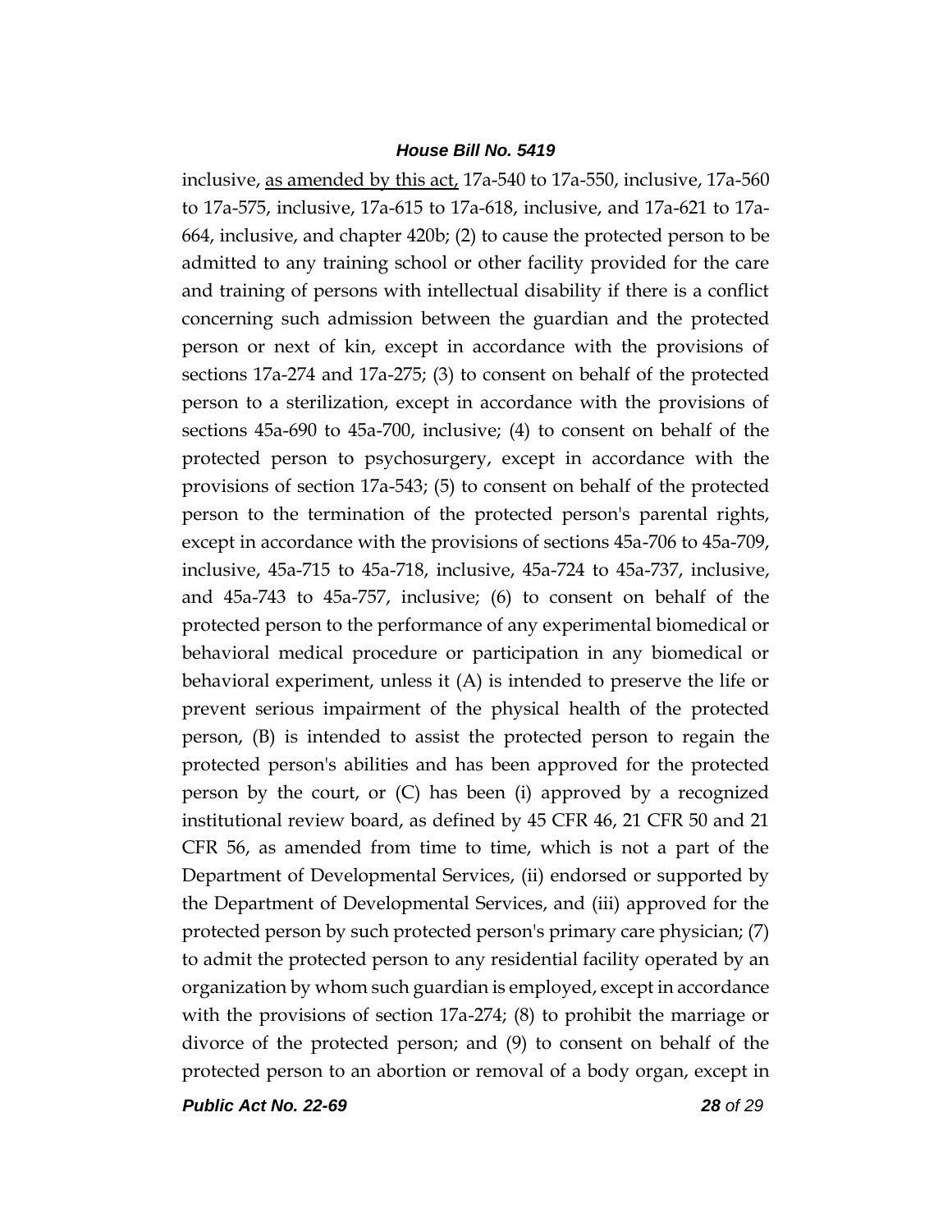inclusive, <u>as amended by this act,</u> 17a-540 to 17a-550, inclusive, 17a-560 to 17a-575, inclusive, 17a-615 to 17a-618, inclusive, and 17a-621 to 17a-664, inclusive, and chapter 420b; (2) to cause the protected person to be admitted to any training school or other facility provided for the care and training of persons with intellectual disability if there is a conflict concerning such admission between the guardian and the protected person or next of kin, except in accordance with the provisions of sections 17a-274 and 17a-275; (3) to consent on behalf of the protected person to a sterilization, except in accordance with the provisions of sections 45a-690 to 45a-700, inclusive; (4) to consent on behalf of the protected person to psychosurgery, except in accordance with the provisions of section 17a-543; (5) to consent on behalf of the protected person to the termination of the protected person's parental rights, except in accordance with the provisions of sections 45a-706 to 45a-709, inclusive, 45a-715 to 45a-718, inclusive, 45a-724 to 45a-737, inclusive, and 45a-743 to 45a-757, inclusive; (6) to consent on behalf of the protected person to the performance of any experimental biomedical or behavioral medical procedure or participation in any biomedical or behavioral experiment, unless it (A) is intended to preserve the life or prevent serious impairment of the physical health of the protected person, (B) is intended to assist the protected person to regain the protected person's abilities and has been approved for the protected person by the court, or (C) has been (i) approved by a recognized institutional review board, as defined by 45 CFR 46, 21 CFR 50 and 21 CFR 56, as amended from time to time, which is not a part of the Department of Developmental Services, (ii) endorsed or supported by the Department of Developmental Services, and (iii) approved for the protected person by such protected person's primary care physician; (7) to admit the protected person to any residential facility operated by an organization by whom such guardian is employed, except in accordance with the provisions of section 17a-274; (8) to prohibit the marriage or divorce of the protected person; and (9) to consent on behalf of the protected person to an abortion or removal of a body organ, except in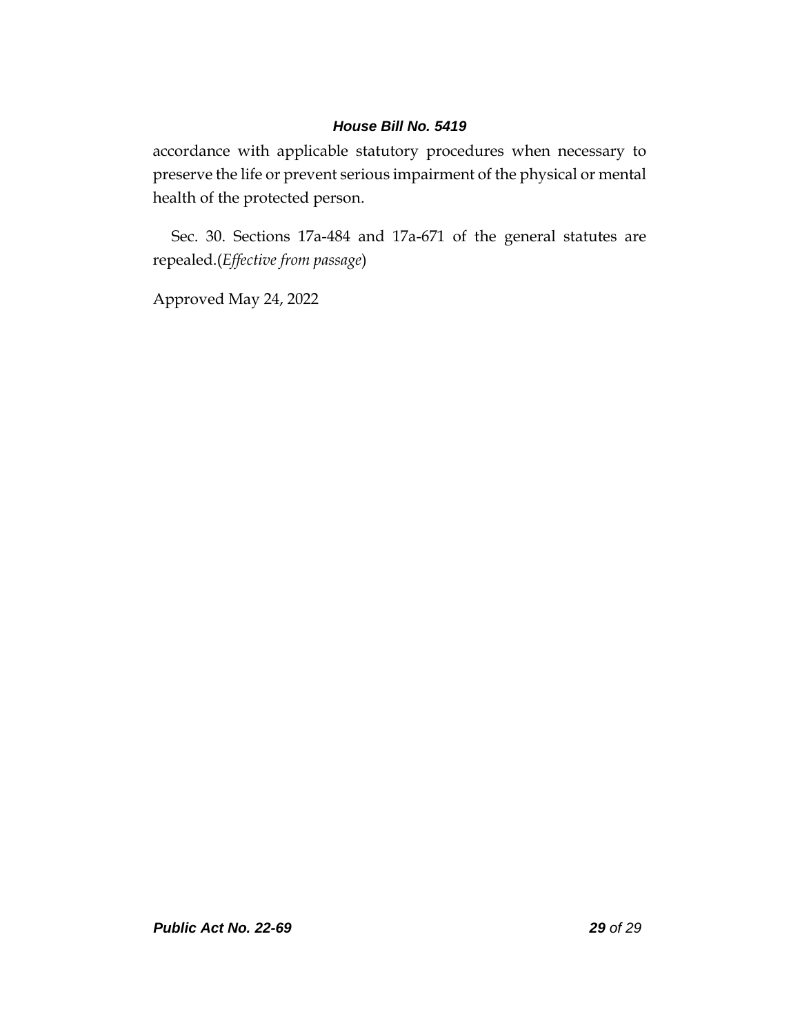accordance with applicable statutory procedures when necessary to preserve the life or prevent serious impairment of the physical or mental health of the protected person.

Sec. 30. Sections 17a-484 and 17a-671 of the general statutes are repealed.(*Effective from passage*)

Approved May 24, 2022